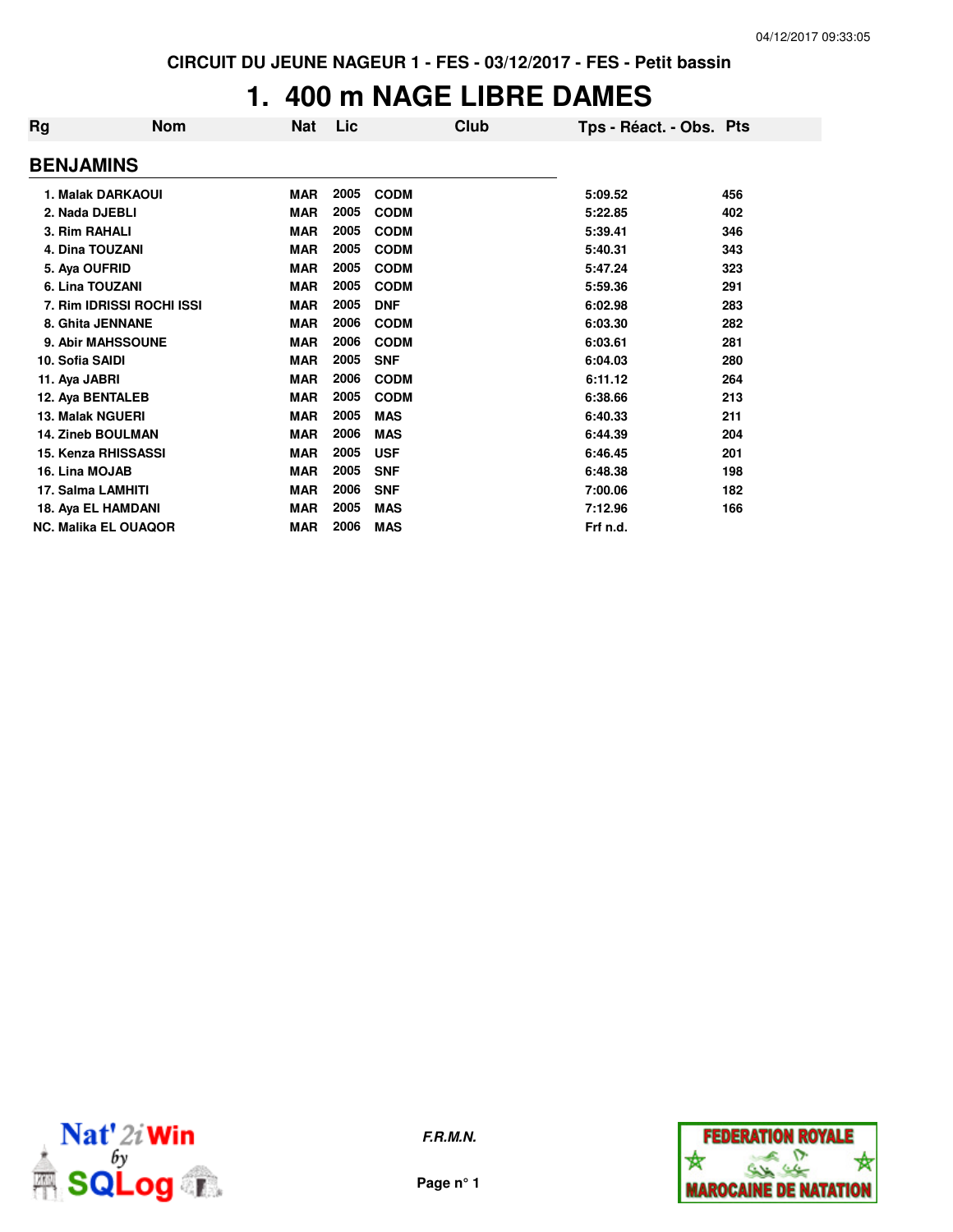CIRCUIT DU JEUNE NAGEUR 1 - FES - 03/12/2017 - FES - Petit bassin

# 1. 400 m NAGE LIBRE DAMES

## BENJAMINS

| Rg | Nom | Nat | Lic | Club | Tps - Réact. - Obs. | Pts |
|---|---|---|---|---|---|---|
| 1. | Malak DARKAOUI | MAR | 2005 | CODM | 5:09.52 | 456 |
| 2. | Nada DJEBLI | MAR | 2005 | CODM | 5:22.85 | 402 |
| 3. | Rim RAHALI | MAR | 2005 | CODM | 5:39.41 | 346 |
| 4. | Dina TOUZANI | MAR | 2005 | CODM | 5:40.31 | 343 |
| 5. | Aya OUFRID | MAR | 2005 | CODM | 5:47.24 | 323 |
| 6. | Lina TOUZANI | MAR | 2005 | CODM | 5:59.36 | 291 |
| 7. | Rim IDRISSI ROCHI ISSI | MAR | 2005 | DNF | 6:02.98 | 283 |
| 8. | Ghita JENNANE | MAR | 2006 | CODM | 6:03.30 | 282 |
| 9. | Abir MAHSSOUNE | MAR | 2006 | CODM | 6:03.61 | 281 |
| 10. | Sofia SAIDI | MAR | 2005 | SNF | 6:04.03 | 280 |
| 11. | Aya JABRI | MAR | 2006 | CODM | 6:11.12 | 264 |
| 12. | Aya BENTALEB | MAR | 2005 | CODM | 6:38.66 | 213 |
| 13. | Malak NGUERI | MAR | 2005 | MAS | 6:40.33 | 211 |
| 14. | Zineb BOULMAN | MAR | 2006 | MAS | 6:44.39 | 204 |
| 15. | Kenza RHISSASSI | MAR | 2005 | USF | 6:46.45 | 201 |
| 16. | Lina MOJAB | MAR | 2005 | SNF | 6:48.38 | 198 |
| 17. | Salma LAMHITI | MAR | 2006 | SNF | 7:00.06 | 182 |
| 18. | Aya EL HAMDANI | MAR | 2005 | MAS | 7:12.96 | 166 |
| NC. | Malika EL OUAQOR | MAR | 2006 | MAS | Frf n.d. | |

F.R.M.N.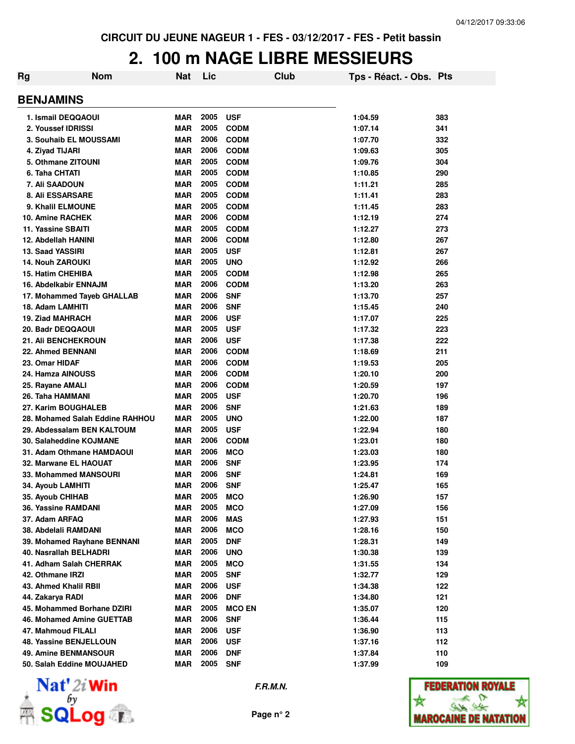# CIRCUIT DU JEUNE NAGEUR 1 - FES - 03/12/2017 - FES - Petit bassin

## 2. 100 m NAGE LIBRE MESSIEURS

### BENJAMINS

| Rg | Nom | Nat | Lic | Club | Tps - Réact. - Obs. | Pts |
|---|---|---|---|---|---|---|
| 1. | Ismail DEQQAOUI | MAR | 2005 | USF | 1:04.59 | 383 |
| 2. | Youssef IDRISSI | MAR | 2005 | CODM | 1:07.14 | 341 |
| 3. | Souhaib EL MOUSSAMI | MAR | 2006 | CODM | 1:07.70 | 332 |
| 4. | Ziyad TIJARI | MAR | 2006 | CODM | 1:09.63 | 305 |
| 5. | Othmane ZITOUNI | MAR | 2005 | CODM | 1:09.76 | 304 |
| 6. | Taha CHTATI | MAR | 2005 | CODM | 1:10.85 | 290 |
| 7. | Ali SAADOUN | MAR | 2005 | CODM | 1:11.21 | 285 |
| 8. | Ali ESSARSARE | MAR | 2005 | CODM | 1:11.41 | 283 |
| 9. | Khalil ELMOUNE | MAR | 2005 | CODM | 1:11.45 | 283 |
| 10. | Amine RACHEK | MAR | 2006 | CODM | 1:12.19 | 274 |
| 11. | Yassine SBAITI | MAR | 2005 | CODM | 1:12.27 | 273 |
| 12. | Abdellah HANINI | MAR | 2006 | CODM | 1:12.80 | 267 |
| 13. | Saad YASSIRI | MAR | 2005 | USF | 1:12.81 | 267 |
| 14. | Nouh ZAROUKI | MAR | 2005 | UNO | 1:12.92 | 266 |
| 15. | Hatim CHEHIBA | MAR | 2005 | CODM | 1:12.98 | 265 |
| 16. | Abdelkabir ENNAJM | MAR | 2006 | CODM | 1:13.20 | 263 |
| 17. | Mohammed Tayeb GHALLAB | MAR | 2006 | SNF | 1:13.70 | 257 |
| 18. | Adam LAMHITI | MAR | 2006 | SNF | 1:15.45 | 240 |
| 19. | Ziad MAHRACH | MAR | 2006 | USF | 1:17.07 | 225 |
| 20. | Badr DEQQAOUI | MAR | 2005 | USF | 1:17.32 | 223 |
| 21. | Ali BENCHEKROUN | MAR | 2006 | USF | 1:17.38 | 222 |
| 22. | Ahmed BENNANI | MAR | 2006 | CODM | 1:18.69 | 211 |
| 23. | Omar HIDAF | MAR | 2006 | CODM | 1:19.53 | 205 |
| 24. | Hamza AINOUSS | MAR | 2006 | CODM | 1:20.10 | 200 |
| 25. | Rayane AMALI | MAR | 2006 | CODM | 1:20.59 | 197 |
| 26. | Taha HAMMANI | MAR | 2005 | USF | 1:20.70 | 196 |
| 27. | Karim BOUGHALEB | MAR | 2006 | SNF | 1:21.63 | 189 |
| 28. | Mohamed Salah Eddine RAHHOU | MAR | 2005 | UNO | 1:22.00 | 187 |
| 29. | Abdessalam BEN KALTOUM | MAR | 2005 | USF | 1:22.94 | 180 |
| 30. | Salaheddine KOJMANE | MAR | 2006 | CODM | 1:23.01 | 180 |
| 31. | Adam Othmane HAMDAOUI | MAR | 2006 | MCO | 1:23.03 | 180 |
| 32. | Marwane EL HAOUAT | MAR | 2006 | SNF | 1:23.95 | 174 |
| 33. | Mohammed MANSOURI | MAR | 2006 | SNF | 1:24.81 | 169 |
| 34. | Ayoub LAMHITI | MAR | 2006 | SNF | 1:25.47 | 165 |
| 35. | Ayoub CHIHAB | MAR | 2005 | MCO | 1:26.90 | 157 |
| 36. | Yassine RAMDANI | MAR | 2005 | MCO | 1:27.09 | 156 |
| 37. | Adam ARFAQ | MAR | 2006 | MAS | 1:27.93 | 151 |
| 38. | Abdelali RAMDANI | MAR | 2006 | MCO | 1:28.16 | 150 |
| 39. | Mohamed Rayhane BENNANI | MAR | 2005 | DNF | 1:28.31 | 149 |
| 40. | Nasrallah BELHADRI | MAR | 2006 | UNO | 1:30.38 | 139 |
| 41. | Adham Salah CHERRAK | MAR | 2005 | MCO | 1:31.55 | 134 |
| 42. | Othmane IRZI | MAR | 2005 | SNF | 1:32.77 | 129 |
| 43. | Ahmed Khalil RBII | MAR | 2006 | USF | 1:34.38 | 122 |
| 44. | Zakarya RADI | MAR | 2006 | DNF | 1:34.80 | 121 |
| 45. | Mohammed Borhane DZIRI | MAR | 2005 | MCO EN | 1:35.07 | 120 |
| 46. | Mohamed Amine GUETTAB | MAR | 2006 | SNF | 1:36.44 | 115 |
| 47. | Mahmoud FILALI | MAR | 2006 | USF | 1:36.90 | 113 |
| 48. | Yassine BENJELLOUN | MAR | 2006 | USF | 1:37.16 | 112 |
| 49. | Amine BENMANSOUR | MAR | 2006 | DNF | 1:37.84 | 110 |
| 50. | Salah Eddine MOUJAHED | MAR | 2005 | SNF | 1:37.99 | 109 |

*F.R.M.N.*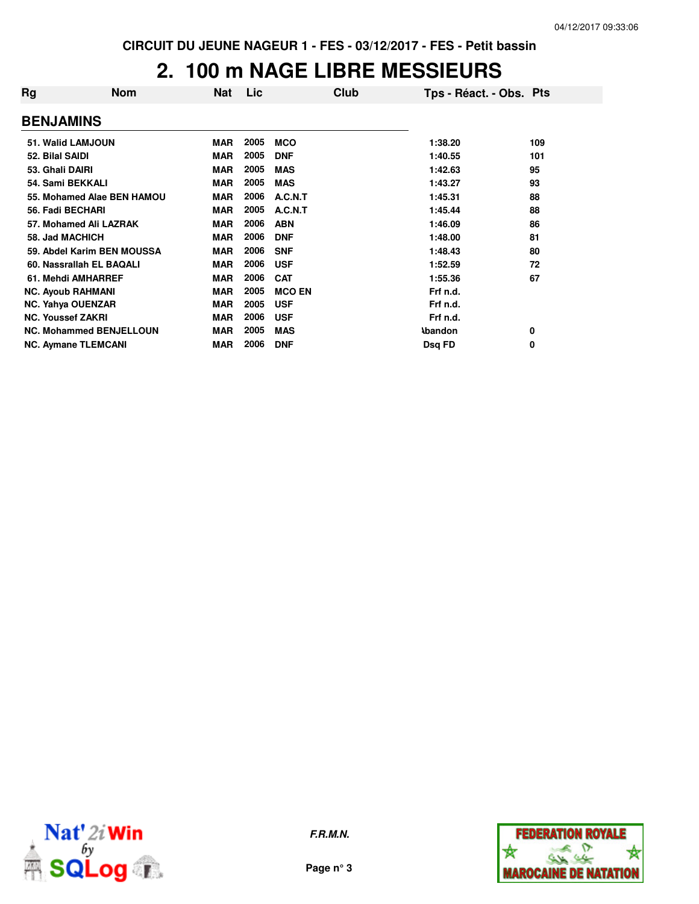CIRCUIT DU JEUNE NAGEUR 1 - FES - 03/12/2017 - FES - Petit bassin

# 2. 100 m NAGE LIBRE MESSIEURS

| Rg | Nom | Nat | Lic | Club | Tps - Réact. - Obs. | Pts |
|---|---|---|---|---|---|---|
| **BENJAMINS** | | | | | | |
| 51. | Walid LAMJOUN | MAR | 2005 | MCO | 1:38.20 | 109 |
| 52. | Bilal SAIDI | MAR | 2005 | DNF | 1:40.55 | 101 |
| 53. | Ghali DAIRI | MAR | 2005 | MAS | 1:42.63 | 95 |
| 54. | Sami BEKKALI | MAR | 2005 | MAS | 1:43.27 | 93 |
| 55. | Mohamed Alae BEN HAMOU | MAR | 2006 | A.C.N.T | 1:45.31 | 88 |
| 56. | Fadi BECHARI | MAR | 2005 | A.C.N.T | 1:45.44 | 88 |
| 57. | Mohamed Ali LAZRAK | MAR | 2006 | ABN | 1:46.09 | 86 |
| 58. | Jad MACHICH | MAR | 2006 | DNF | 1:48.00 | 81 |
| 59. | Abdel Karim BEN MOUSSA | MAR | 2006 | SNF | 1:48.43 | 80 |
| 60. | Nassrallah EL BAQALI | MAR | 2006 | USF | 1:52.59 | 72 |
| 61. | Mehdi AMHARREF | MAR | 2006 | CAT | 1:55.36 | 67 |
| NC. | Ayoub RAHMANI | MAR | 2005 | MCO EN | Frf n.d. | |
| NC. | Yahya OUENZAR | MAR | 2005 | USF | Frf n.d. | |
| NC. | Youssef ZAKRI | MAR | 2006 | USF | Frf n.d. | |
| NC. | Mohammed BENJELLOUN | MAR | 2005 | MAS | Abandon | 0 |
| NC. | Aymane TLEMCANI | MAR | 2006 | DNF | Dsq FD | 0 |

*F.R.M.N.*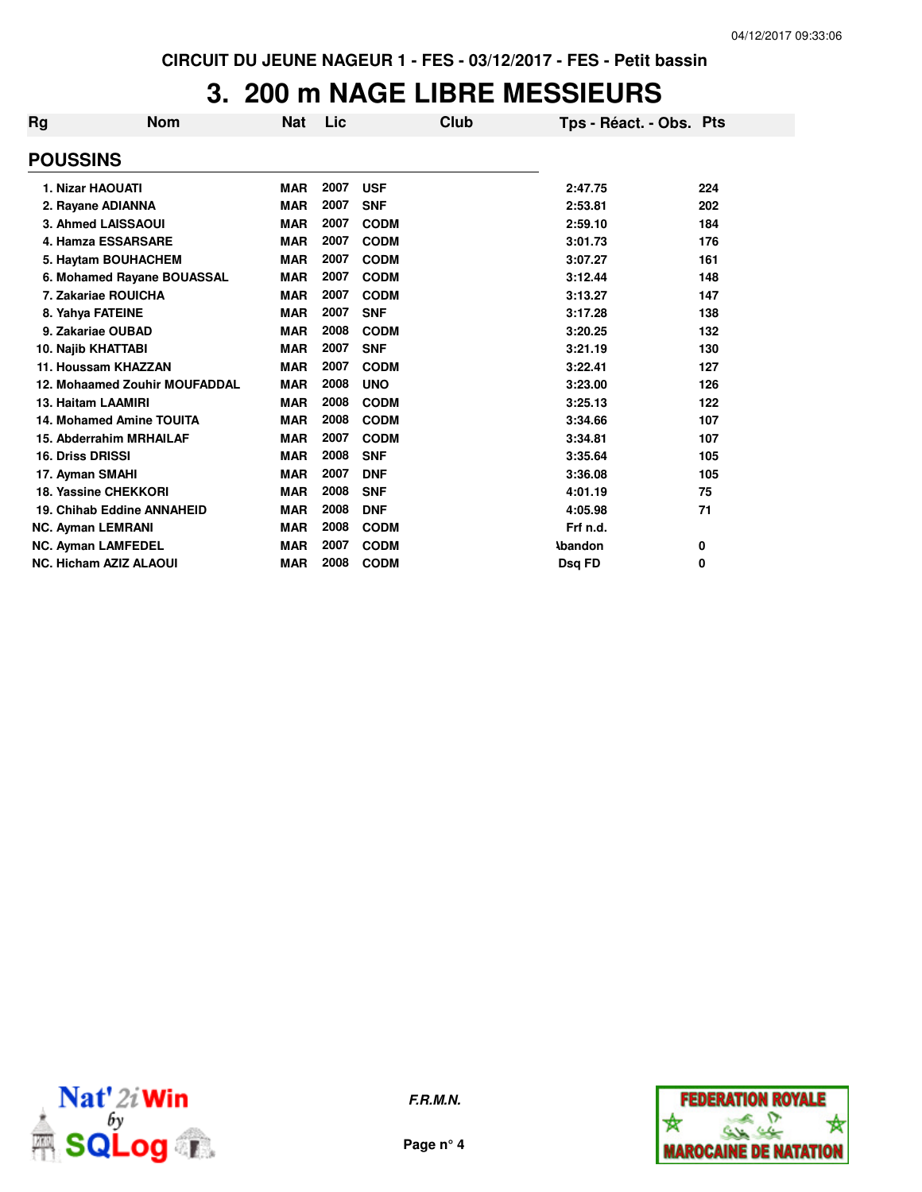CIRCUIT DU JEUNE NAGEUR 1 - FES - 03/12/2017 - FES - Petit bassin

# 3. 200 m NAGE LIBRE MESSIEURS

| Rg | Nom | Nat | Lic | Club | Tps - Réact. - Obs. | Pts |
|---|---|---|---|---|---|---|
| **POUSSINS** | | | | | | |
| 1. | Nizar HAOUATI | MAR | 2007 | USF | 2:47.75 | 224 |
| 2. | Rayane ADIANNA | MAR | 2007 | SNF | 2:53.81 | 202 |
| 3. | Ahmed LAISSAOUI | MAR | 2007 | CODM | 2:59.10 | 184 |
| 4. | Hamza ESSARSARE | MAR | 2007 | CODM | 3:01.73 | 176 |
| 5. | Haytam BOUHACHEM | MAR | 2007 | CODM | 3:07.27 | 161 |
| 6. | Mohamed Rayane BOUASSAL | MAR | 2007 | CODM | 3:12.44 | 148 |
| 7. | Zakariae ROUICHA | MAR | 2007 | CODM | 3:13.27 | 147 |
| 8. | Yahya FATEINE | MAR | 2007 | SNF | 3:17.28 | 138 |
| 9. | Zakariae OUBAD | MAR | 2008 | CODM | 3:20.25 | 132 |
| 10. | Najib KHATTABI | MAR | 2007 | SNF | 3:21.19 | 130 |
| 11. | Houssam KHAZZAN | MAR | 2007 | CODM | 3:22.41 | 127 |
| 12. | Mohaamed Zouhir MOUFADDAL | MAR | 2008 | UNO | 3:23.00 | 126 |
| 13. | Haitam LAAMIRI | MAR | 2008 | CODM | 3:25.13 | 122 |
| 14. | Mohamed Amine TOUITA | MAR | 2008 | CODM | 3:34.66 | 107 |
| 15. | Abderrahim MRHAILAF | MAR | 2007 | CODM | 3:34.81 | 107 |
| 16. | Driss DRISSI | MAR | 2008 | SNF | 3:35.64 | 105 |
| 17. | Ayman SMAHI | MAR | 2007 | DNF | 3:36.08 | 105 |
| 18. | Yassine CHEKKORI | MAR | 2008 | SNF | 4:01.19 | 75 |
| 19. | Chihab Eddine ANNAHEID | MAR | 2008 | DNF | 4:05.98 | 71 |
| NC. | Ayman LEMRANI | MAR | 2008 | CODM | Frf n.d. | |
| NC. | Ayman LAMFEDEL | MAR | 2007 | CODM | Abandon | 0 |
| NC. | Hicham AZIZ ALAOUI | MAR | 2008 | CODM | Dsq FD | 0 |

*F.R.M.N.*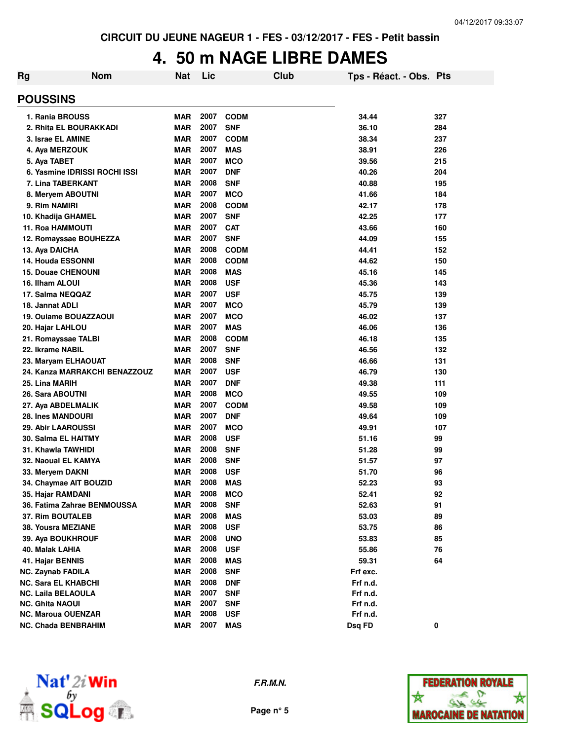CIRCUIT DU JEUNE NAGEUR 1 - FES - 03/12/2017 - FES - Petit bassin

# 4. 50 m NAGE LIBRE DAMES

## POUSSINS

| Rg | Nom | Nat | Lic | Club | Tps - Réact. - Obs. | Pts |
|---|---|---|---|---|---|---|
| 1. | Rania BROUSS | MAR | 2007 | CODM | 34.44 | 327 |
| 2. | Rhita EL BOURAKKADI | MAR | 2007 | SNF | 36.10 | 284 |
| 3. | Israe EL AMINE | MAR | 2007 | CODM | 38.34 | 237 |
| 4. | Aya MERZOUK | MAR | 2007 | MAS | 38.91 | 226 |
| 5. | Aya TABET | MAR | 2007 | MCO | 39.56 | 215 |
| 6. | Yasmine IDRISSI ROCHI ISSI | MAR | 2007 | DNF | 40.26 | 204 |
| 7. | Lina TABERKANT | MAR | 2008 | SNF | 40.88 | 195 |
| 8. | Meryem ABOUTNI | MAR | 2007 | MCO | 41.66 | 184 |
| 9. | Rim NAMIRI | MAR | 2008 | CODM | 42.17 | 178 |
| 10. | Khadija GHAMEL | MAR | 2007 | SNF | 42.25 | 177 |
| 11. | Roa HAMMOUTI | MAR | 2007 | CAT | 43.66 | 160 |
| 12. | Romayssae BOUHEZZA | MAR | 2007 | SNF | 44.09 | 155 |
| 13. | Aya DAICHA | MAR | 2008 | CODM | 44.41 | 152 |
| 14. | Houda ESSONNI | MAR | 2008 | CODM | 44.62 | 150 |
| 15. | Douae CHENOUNI | MAR | 2008 | MAS | 45.16 | 145 |
| 16. | Ilham ALOUI | MAR | 2008 | USF | 45.36 | 143 |
| 17. | Salma NEQQAZ | MAR | 2007 | USF | 45.75 | 139 |
| 18. | Jannat ADLI | MAR | 2007 | MCO | 45.79 | 139 |
| 19. | Ouiame BOUAZZAOUI | MAR | 2007 | MCO | 46.02 | 137 |
| 20. | Hajar LAHLOU | MAR | 2007 | MAS | 46.06 | 136 |
| 21. | Romayssae TALBI | MAR | 2008 | CODM | 46.18 | 135 |
| 22. | Ikrame NABIL | MAR | 2007 | SNF | 46.56 | 132 |
| 23. | Maryam ELHAOUAT | MAR | 2008 | SNF | 46.66 | 131 |
| 24. | Kanza MARRAKCHI BENAZZOUZ | MAR | 2007 | USF | 46.79 | 130 |
| 25. | Lina MARIH | MAR | 2007 | DNF | 49.38 | 111 |
| 26. | Sara ABOUTNI | MAR | 2008 | MCO | 49.55 | 109 |
| 27. | Aya ABDELMALIK | MAR | 2007 | CODM | 49.58 | 109 |
| 28. | Ines MANDOURI | MAR | 2007 | DNF | 49.64 | 109 |
| 29. | Abir LAAROUSSI | MAR | 2007 | MCO | 49.91 | 107 |
| 30. | Salma EL HAITMY | MAR | 2008 | USF | 51.16 | 99 |
| 31. | Khawla TAWHIDI | MAR | 2008 | SNF | 51.28 | 99 |
| 32. | Naoual EL KAMYA | MAR | 2008 | SNF | 51.57 | 97 |
| 33. | Meryem DAKNI | MAR | 2008 | USF | 51.70 | 96 |
| 34. | Chaymae AIT BOUZID | MAR | 2008 | MAS | 52.23 | 93 |
| 35. | Hajar RAMDANI | MAR | 2008 | MCO | 52.41 | 92 |
| 36. | Fatima Zahrae BENMOUSSA | MAR | 2008 | SNF | 52.63 | 91 |
| 37. | Rim BOUTALEB | MAR | 2008 | MAS | 53.03 | 89 |
| 38. | Yousra MEZIANE | MAR | 2008 | USF | 53.75 | 86 |
| 39. | Aya BOUKHROUF | MAR | 2008 | UNO | 53.83 | 85 |
| 40. | Malak LAHIA | MAR | 2008 | USF | 55.86 | 76 |
| 41. | Hajar BENNIS | MAR | 2008 | MAS | 59.31 | 64 |
| NC. | Zaynab FADILA | MAR | 2008 | SNF | Frf exc. | |
| NC. | Sara EL KHABCHI | MAR | 2008 | DNF | Frf n.d. | |
| NC. | Laila BELAOULA | MAR | 2007 | SNF | Frf n.d. | |
| NC. | Ghita NAOUI | MAR | 2007 | SNF | Frf n.d. | |
| NC. | Maroua OUENZAR | MAR | 2008 | USF | Frf n.d. | |
| NC. | Chada BENBRAHIM | MAR | 2007 | MAS | Dsq FD | 0 |

*F.R.M.N.*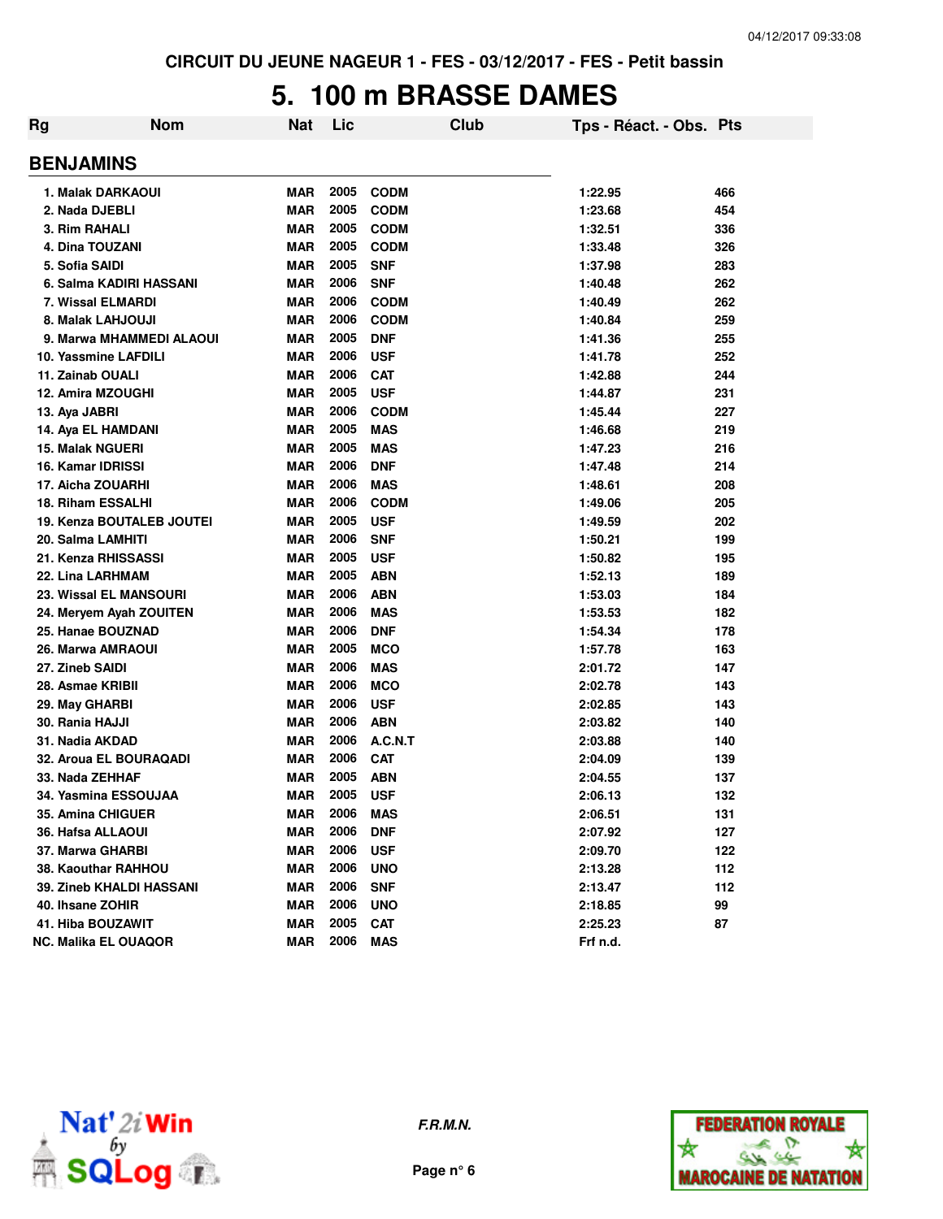CIRCUIT DU JEUNE NAGEUR 1 - FES - 03/12/2017 - FES - Petit bassin

# 5. 100 m BRASSE DAMES

| Rg | Nom | Nat | Lic | Club | Tps - Réact. - Obs. | Pts |
|---|---|---|---|---|---|---|
| **BENJAMINS** | | | | | | |
| 1. | Malak DARKAOUI | MAR | 2005 | CODM | 1:22.95 | 466 |
| 2. | Nada DJEBLI | MAR | 2005 | CODM | 1:23.68 | 454 |
| 3. | Rim RAHALI | MAR | 2005 | CODM | 1:32.51 | 336 |
| 4. | Dina TOUZANI | MAR | 2005 | CODM | 1:33.48 | 326 |
| 5. | Sofia SAIDI | MAR | 2005 | SNF | 1:37.98 | 283 |
| 6. | Salma KADIRI HASSANI | MAR | 2006 | SNF | 1:40.48 | 262 |
| 7. | Wissal ELMARDI | MAR | 2006 | CODM | 1:40.49 | 262 |
| 8. | Malak LAHJOUJI | MAR | 2006 | CODM | 1:40.84 | 259 |
| 9. | Marwa MHAMMEDI ALAOUI | MAR | 2005 | DNF | 1:41.36 | 255 |
| 10. | Yassmine LAFDILI | MAR | 2006 | USF | 1:41.78 | 252 |
| 11. | Zainab OUALI | MAR | 2006 | CAT | 1:42.88 | 244 |
| 12. | Amira MZOUGHI | MAR | 2005 | USF | 1:44.87 | 231 |
| 13. | Aya JABRI | MAR | 2006 | CODM | 1:45.44 | 227 |
| 14. | Aya EL HAMDANI | MAR | 2005 | MAS | 1:46.68 | 219 |
| 15. | Malak NGUERI | MAR | 2005 | MAS | 1:47.23 | 216 |
| 16. | Kamar IDRISSI | MAR | 2006 | DNF | 1:47.48 | 214 |
| 17. | Aicha ZOUARHI | MAR | 2006 | MAS | 1:48.61 | 208 |
| 18. | Riham ESSALHI | MAR | 2006 | CODM | 1:49.06 | 205 |
| 19. | Kenza BOUTALEB JOUTEI | MAR | 2005 | USF | 1:49.59 | 202 |
| 20. | Salma LAMHITI | MAR | 2006 | SNF | 1:50.21 | 199 |
| 21. | Kenza RHISSASSI | MAR | 2005 | USF | 1:50.82 | 195 |
| 22. | Lina LARHMAM | MAR | 2005 | ABN | 1:52.13 | 189 |
| 23. | Wissal EL MANSOURI | MAR | 2006 | ABN | 1:53.03 | 184 |
| 24. | Meryem Ayah ZOUITEN | MAR | 2006 | MAS | 1:53.53 | 182 |
| 25. | Hanae BOUZNAD | MAR | 2006 | DNF | 1:54.34 | 178 |
| 26. | Marwa AMRAOUI | MAR | 2005 | MCO | 1:57.78 | 163 |
| 27. | Zineb SAIDI | MAR | 2006 | MAS | 2:01.72 | 147 |
| 28. | Asmae KRIBII | MAR | 2006 | MCO | 2:02.78 | 143 |
| 29. | May GHARBI | MAR | 2006 | USF | 2:02.85 | 143 |
| 30. | Rania HAJJI | MAR | 2006 | ABN | 2:03.82 | 140 |
| 31. | Nadia AKDAD | MAR | 2006 | A.C.N.T | 2:03.88 | 140 |
| 32. | Aroua EL BOURAQADI | MAR | 2006 | CAT | 2:04.09 | 139 |
| 33. | Nada ZEHHAF | MAR | 2005 | ABN | 2:04.55 | 137 |
| 34. | Yasmina ESSOUJAA | MAR | 2005 | USF | 2:06.13 | 132 |
| 35. | Amina CHIGUER | MAR | 2006 | MAS | 2:06.51 | 131 |
| 36. | Hafsa ALLAOUI | MAR | 2006 | DNF | 2:07.92 | 127 |
| 37. | Marwa GHARBI | MAR | 2006 | USF | 2:09.70 | 122 |
| 38. | Kaouthar RAHHOU | MAR | 2006 | UNO | 2:13.28 | 112 |
| 39. | Zineb KHALDI HASSANI | MAR | 2006 | SNF | 2:13.47 | 112 |
| 40. | Ihsane ZOHIR | MAR | 2006 | UNO | 2:18.85 | 99 |
| 41. | Hiba BOUZAWIT | MAR | 2005 | CAT | 2:25.23 | 87 |
| NC. | Malika EL OUAQOR | MAR | 2006 | MAS | Frf n.d. | |

*F.R.M.N.*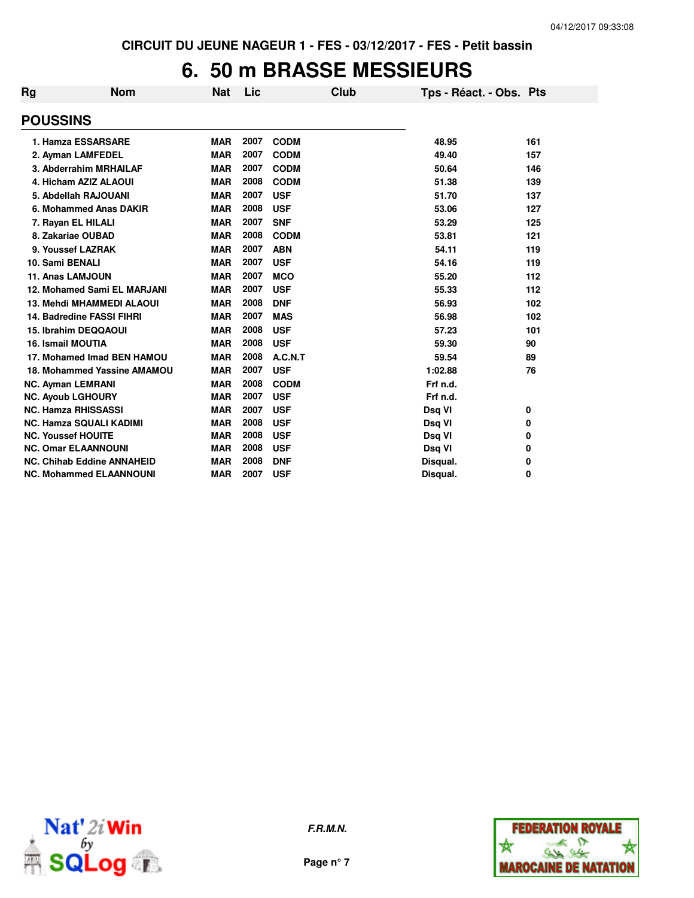CIRCUIT DU JEUNE NAGEUR 1 - FES - 03/12/2017 - FES - Petit bassin

# 6. 50 m BRASSE MESSIEURS

## POUSSINS

| Rg | Nom | Nat | Lic | Club | Tps - Réact. - Obs. | Pts |
|---|---|---|---|---|---|---|
| 1. | Hamza ESSARSARE | MAR | 2007 | CODM | 48.95 | 161 |
| 2. | Ayman LAMFEDEL | MAR | 2007 | CODM | 49.40 | 157 |
| 3. | Abderrahim MRHAILAF | MAR | 2007 | CODM | 50.64 | 146 |
| 4. | Hicham AZIZ ALAOUI | MAR | 2008 | CODM | 51.38 | 139 |
| 5. | Abdellah RAJOUANI | MAR | 2007 | USF | 51.70 | 137 |
| 6. | Mohammed Anas DAKIR | MAR | 2008 | USF | 53.06 | 127 |
| 7. | Rayan EL HILALI | MAR | 2007 | SNF | 53.29 | 125 |
| 8. | Zakariae OUBAD | MAR | 2008 | CODM | 53.81 | 121 |
| 9. | Youssef LAZRAK | MAR | 2007 | ABN | 54.11 | 119 |
| 10. | Sami BENALI | MAR | 2007 | USF | 54.16 | 119 |
| 11. | Anas LAMJOUN | MAR | 2007 | MCO | 55.20 | 112 |
| 12. | Mohamed Sami EL MARJANI | MAR | 2007 | USF | 55.33 | 112 |
| 13. | Mehdi MHAMMEDI ALAOUI | MAR | 2008 | DNF | 56.93 | 102 |
| 14. | Badredine FASSI FIHRI | MAR | 2007 | MAS | 56.98 | 102 |
| 15. | Ibrahim DEQQAOUI | MAR | 2008 | USF | 57.23 | 101 |
| 16. | Ismail MOUTIA | MAR | 2008 | USF | 59.30 | 90 |
| 17. | Mohamed Imad BEN HAMOU | MAR | 2008 | A.C.N.T | 59.54 | 89 |
| 18. | Mohammed Yassine AMAMOU | MAR | 2007 | USF | 1:02.88 | 76 |
| NC. | Ayman LEMRANI | MAR | 2008 | CODM | Frf n.d. | |
| NC. | Ayoub LGHOURY | MAR | 2007 | USF | Frf n.d. | |
| NC. | Hamza RHISSASSI | MAR | 2007 | USF | Dsq VI | 0 |
| NC. | Hamza SQUALI KADIMI | MAR | 2008 | USF | Dsq VI | 0 |
| NC. | Youssef HOUITE | MAR | 2008 | USF | Dsq VI | 0 |
| NC. | Omar ELAANNOUNI | MAR | 2008 | USF | Dsq VI | 0 |
| NC. | Chihab Eddine ANNAHEID | MAR | 2008 | DNF | Disqual. | 0 |
| NC. | Mohammed ELAANNOUNI | MAR | 2007 | USF | Disqual. | 0 |

*F.R.M.N.*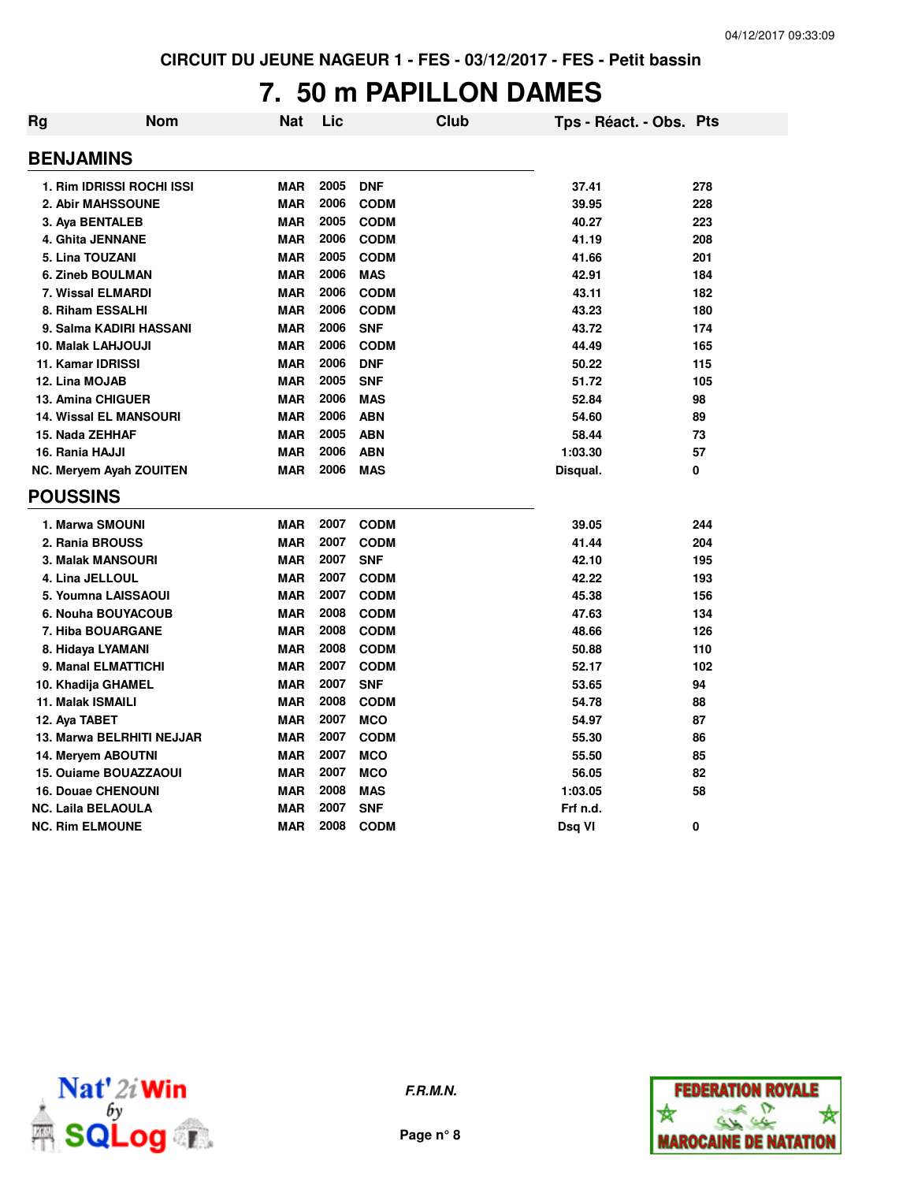CIRCUIT DU JEUNE NAGEUR 1 - FES - 03/12/2017 - FES - Petit bassin

# 7. 50 m PAPILLON DAMES

| Rg | Nom | Nat | Lic | Club | Tps - Réact. - Obs. | Pts |
|---|---|---|---|---|---|---|
| **BENJAMINS** | | | | | | |
| 1. | Rim IDRISSI ROCHI ISSI | MAR | 2005 | DNF | 37.41 | 278 |
| 2. | Abir MAHSSOUNE | MAR | 2006 | CODM | 39.95 | 228 |
| 3. | Aya BENTALEB | MAR | 2005 | CODM | 40.27 | 223 |
| 4. | Ghita JENNANE | MAR | 2006 | CODM | 41.19 | 208 |
| 5. | Lina TOUZANI | MAR | 2005 | CODM | 41.66 | 201 |
| 6. | Zineb BOULMAN | MAR | 2006 | MAS | 42.91 | 184 |
| 7. | Wissal ELMARDI | MAR | 2006 | CODM | 43.11 | 182 |
| 8. | Riham ESSALHI | MAR | 2006 | CODM | 43.23 | 180 |
| 9. | Salma KADIRI HASSANI | MAR | 2006 | SNF | 43.72 | 174 |
| 10. | Malak LAHJOUJI | MAR | 2006 | CODM | 44.49 | 165 |
| 11. | Kamar IDRISSI | MAR | 2006 | DNF | 50.22 | 115 |
| 12. | Lina MOJAB | MAR | 2005 | SNF | 51.72 | 105 |
| 13. | Amina CHIGUER | MAR | 2006 | MAS | 52.84 | 98 |
| 14. | Wissal EL MANSOURI | MAR | 2006 | ABN | 54.60 | 89 |
| 15. | Nada ZEHHAF | MAR | 2005 | ABN | 58.44 | 73 |
| 16. | Rania HAJJI | MAR | 2006 | ABN | 1:03.30 | 57 |
| NC. | Meryem Ayah ZOUITEN | MAR | 2006 | MAS | Disqual. | 0 |
| **POUSSINS** | | | | | | |
| 1. | Marwa SMOUNI | MAR | 2007 | CODM | 39.05 | 244 |
| 2. | Rania BROUSS | MAR | 2007 | CODM | 41.44 | 204 |
| 3. | Malak MANSOURI | MAR | 2007 | SNF | 42.10 | 195 |
| 4. | Lina JELLOUL | MAR | 2007 | CODM | 42.22 | 193 |
| 5. | Youmna LAISSAOUI | MAR | 2007 | CODM | 45.38 | 156 |
| 6. | Nouha BOUYACOUB | MAR | 2008 | CODM | 47.63 | 134 |
| 7. | Hiba BOUARGANE | MAR | 2008 | CODM | 48.66 | 126 |
| 8. | Hidaya LYAMANI | MAR | 2008 | CODM | 50.88 | 110 |
| 9. | Manal ELMATTICHI | MAR | 2007 | CODM | 52.17 | 102 |
| 10. | Khadija GHAMEL | MAR | 2007 | SNF | 53.65 | 94 |
| 11. | Malak ISMAILI | MAR | 2008 | CODM | 54.78 | 88 |
| 12. | Aya TABET | MAR | 2007 | MCO | 54.97 | 87 |
| 13. | Marwa BELRHITI NEJJAR | MAR | 2007 | CODM | 55.30 | 86 |
| 14. | Meryem ABOUTNI | MAR | 2007 | MCO | 55.50 | 85 |
| 15. | Ouiame BOUAZZAOUI | MAR | 2007 | MCO | 56.05 | 82 |
| 16. | Douae CHENOUNI | MAR | 2008 | MAS | 1:03.05 | 58 |
| NC. | Laila BELAOULA | MAR | 2007 | SNF | Frf n.d. | |
| NC. | Rim ELMOUNE | MAR | 2008 | CODM | Dsq VI | 0 |

*F.R.M.N.*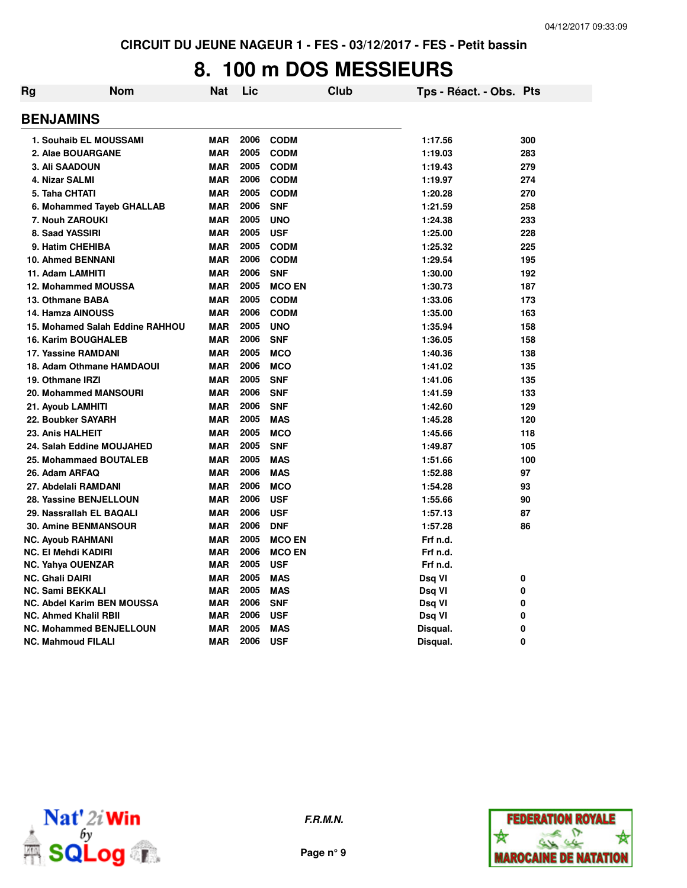CIRCUIT DU JEUNE NAGEUR 1 - FES - 03/12/2017 - FES - Petit bassin

# 8. 100 m DOS MESSIEURS

## BENJAMINS

| Rg | Nom | Nat | Lic | Club | Tps - Réact. - Obs. | Pts |
|---|---|---|---|---|---|---|
| 1. | Souhaib EL MOUSSAMI | MAR | 2006 | CODM | 1:17.56 | 300 |
| 2. | Alae BOUARGANE | MAR | 2005 | CODM | 1:19.03 | 283 |
| 3. | Ali SAADOUN | MAR | 2005 | CODM | 1:19.43 | 279 |
| 4. | Nizar SALMI | MAR | 2006 | CODM | 1:19.97 | 274 |
| 5. | Taha CHTATI | MAR | 2005 | CODM | 1:20.28 | 270 |
| 6. | Mohammed Tayeb GHALLAB | MAR | 2006 | SNF | 1:21.59 | 258 |
| 7. | Nouh ZAROUKI | MAR | 2005 | UNO | 1:24.38 | 233 |
| 8. | Saad YASSIRI | MAR | 2005 | USF | 1:25.00 | 228 |
| 9. | Hatim CHEHIBA | MAR | 2005 | CODM | 1:25.32 | 225 |
| 10. | Ahmed BENNANI | MAR | 2006 | CODM | 1:29.54 | 195 |
| 11. | Adam LAMHITI | MAR | 2006 | SNF | 1:30.00 | 192 |
| 12. | Mohammed MOUSSA | MAR | 2005 | MCO EN | 1:30.73 | 187 |
| 13. | Othmane BABA | MAR | 2005 | CODM | 1:33.06 | 173 |
| 14. | Hamza AINOUSS | MAR | 2006 | CODM | 1:35.00 | 163 |
| 15. | Mohamed Salah Eddine RAHHOU | MAR | 2005 | UNO | 1:35.94 | 158 |
| 16. | Karim BOUGHALEB | MAR | 2006 | SNF | 1:36.05 | 158 |
| 17. | Yassine RAMDANI | MAR | 2005 | MCO | 1:40.36 | 138 |
| 18. | Adam Othmane HAMDAOUI | MAR | 2006 | MCO | 1:41.02 | 135 |
| 19. | Othmane IRZI | MAR | 2005 | SNF | 1:41.06 | 135 |
| 20. | Mohammed MANSOURI | MAR | 2006 | SNF | 1:41.59 | 133 |
| 21. | Ayoub LAMHITI | MAR | 2006 | SNF | 1:42.60 | 129 |
| 22. | Boubker SAYARH | MAR | 2005 | MAS | 1:45.28 | 120 |
| 23. | Anis HALHEIT | MAR | 2005 | MCO | 1:45.66 | 118 |
| 24. | Salah Eddine MOUJAHED | MAR | 2005 | SNF | 1:49.87 | 105 |
| 25. | Mohammaed BOUTALEB | MAR | 2005 | MAS | 1:51.66 | 100 |
| 26. | Adam ARFAQ | MAR | 2006 | MAS | 1:52.88 | 97 |
| 27. | Abdelali RAMDANI | MAR | 2006 | MCO | 1:54.28 | 93 |
| 28. | Yassine BENJELLOUN | MAR | 2006 | USF | 1:55.66 | 90 |
| 29. | Nassrallah EL BAQALI | MAR | 2006 | USF | 1:57.13 | 87 |
| 30. | Amine BENMANSOUR | MAR | 2006 | DNF | 1:57.28 | 86 |
| NC. | Ayoub RAHMANI | MAR | 2005 | MCO EN | Frf n.d. | |
| NC. | El Mehdi KADIRI | MAR | 2006 | MCO EN | Frf n.d. | |
| NC. | Yahya OUENZAR | MAR | 2005 | USF | Frf n.d. | |
| NC. | Ghali DAIRI | MAR | 2005 | MAS | Dsq VI | 0 |
| NC. | Sami BEKKALI | MAR | 2005 | MAS | Dsq VI | 0 |
| NC. | Abdel Karim BEN MOUSSA | MAR | 2006 | SNF | Dsq VI | 0 |
| NC. | Ahmed Khalil RBII | MAR | 2006 | USF | Dsq VI | 0 |
| NC. | Mohammed BENJELLOUN | MAR | 2005 | MAS | Disqual. | 0 |
| NC. | Mahmoud FILALI | MAR | 2006 | USF | Disqual. | 0 |

*F.R.M.N.*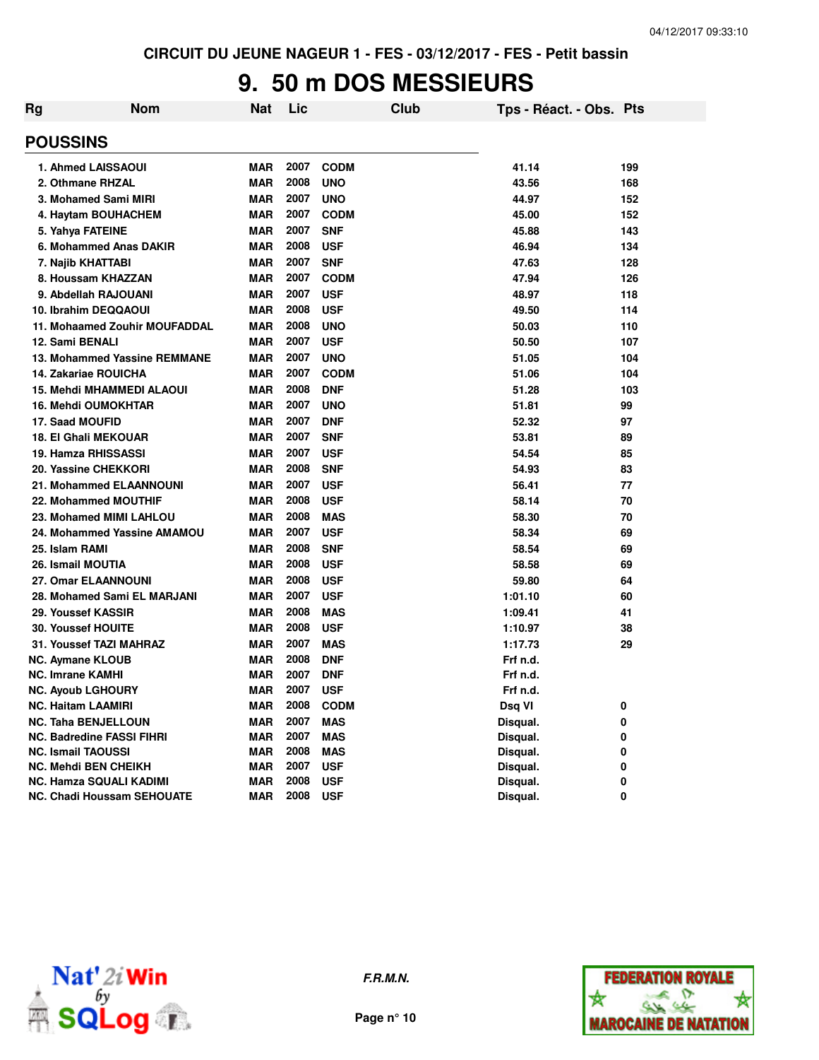CIRCUIT DU JEUNE NAGEUR 1 - FES - 03/12/2017 - FES - Petit bassin

# 9. 50 m DOS MESSIEURS

## POUSSINS

| Rg | Nom | Nat | Lic | Club | Tps - Réact. - Obs. | Pts |
|---|---|---|---|---|---|---|
| 1. | Ahmed LAISSAOUI | MAR | 2007 | CODM | 41.14 | 199 |
| 2. | Othmane RHZAL | MAR | 2008 | UNO | 43.56 | 168 |
| 3. | Mohamed Sami MIRI | MAR | 2007 | UNO | 44.97 | 152 |
| 4. | Haytam BOUHACHEM | MAR | 2007 | CODM | 45.00 | 152 |
| 5. | Yahya FATEINE | MAR | 2007 | SNF | 45.88 | 143 |
| 6. | Mohammed Anas DAKIR | MAR | 2008 | USF | 46.94 | 134 |
| 7. | Najib KHATTABI | MAR | 2007 | SNF | 47.63 | 128 |
| 8. | Houssam KHAZZAN | MAR | 2007 | CODM | 47.94 | 126 |
| 9. | Abdellah RAJOUANI | MAR | 2007 | USF | 48.97 | 118 |
| 10. | Ibrahim DEQQAOUI | MAR | 2008 | USF | 49.50 | 114 |
| 11. | Mohaamed Zouhir MOUFADDAL | MAR | 2008 | UNO | 50.03 | 110 |
| 12. | Sami BENALI | MAR | 2007 | USF | 50.50 | 107 |
| 13. | Mohammed Yassine REMMANE | MAR | 2007 | UNO | 51.05 | 104 |
| 14. | Zakariae ROUICHA | MAR | 2007 | CODM | 51.06 | 104 |
| 15. | Mehdi MHAMMEDI ALAOUI | MAR | 2008 | DNF | 51.28 | 103 |
| 16. | Mehdi OUMOKHTAR | MAR | 2007 | UNO | 51.81 | 99 |
| 17. | Saad MOUFID | MAR | 2007 | DNF | 52.32 | 97 |
| 18. | El Ghali MEKOUAR | MAR | 2007 | SNF | 53.81 | 89 |
| 19. | Hamza RHISSASSI | MAR | 2007 | USF | 54.54 | 85 |
| 20. | Yassine CHEKKORI | MAR | 2008 | SNF | 54.93 | 83 |
| 21. | Mohammed ELAANNOUNI | MAR | 2007 | USF | 56.41 | 77 |
| 22. | Mohammed MOUTHIF | MAR | 2008 | USF | 58.14 | 70 |
| 23. | Mohamed MIMI LAHLOU | MAR | 2008 | MAS | 58.30 | 70 |
| 24. | Mohammed Yassine AMAMOU | MAR | 2007 | USF | 58.34 | 69 |
| 25. | Islam RAMI | MAR | 2008 | SNF | 58.54 | 69 |
| 26. | Ismail MOUTIA | MAR | 2008 | USF | 58.58 | 69 |
| 27. | Omar ELAANNOUNI | MAR | 2008 | USF | 59.80 | 64 |
| 28. | Mohamed Sami EL MARJANI | MAR | 2007 | USF | 1:01.10 | 60 |
| 29. | Youssef KASSIR | MAR | 2008 | MAS | 1:09.41 | 41 |
| 30. | Youssef HOUITE | MAR | 2008 | USF | 1:10.97 | 38 |
| 31. | Youssef TAZI MAHRAZ | MAR | 2007 | MAS | 1:17.73 | 29 |
| NC. | Aymane KLOUB | MAR | 2008 | DNF | Frf n.d. | |
| NC. | Imrane KAMHI | MAR | 2007 | DNF | Frf n.d. | |
| NC. | Ayoub LGHOURY | MAR | 2007 | USF | Frf n.d. | |
| NC. | Haitam LAAMIRI | MAR | 2008 | CODM | Dsq VI | 0 |
| NC. | Taha BENJELLOUN | MAR | 2007 | MAS | Disqual. | 0 |
| NC. | Badredine FASSI FIHRI | MAR | 2007 | MAS | Disqual. | 0 |
| NC. | Ismail TAOUSSI | MAR | 2008 | MAS | Disqual. | 0 |
| NC. | Mehdi BEN CHEIKH | MAR | 2007 | USF | Disqual. | 0 |
| NC. | Hamza SQUALI KADIMI | MAR | 2008 | USF | Disqual. | 0 |
| NC. | Chadi Houssam SEHOUATE | MAR | 2008 | USF | Disqual. | 0 |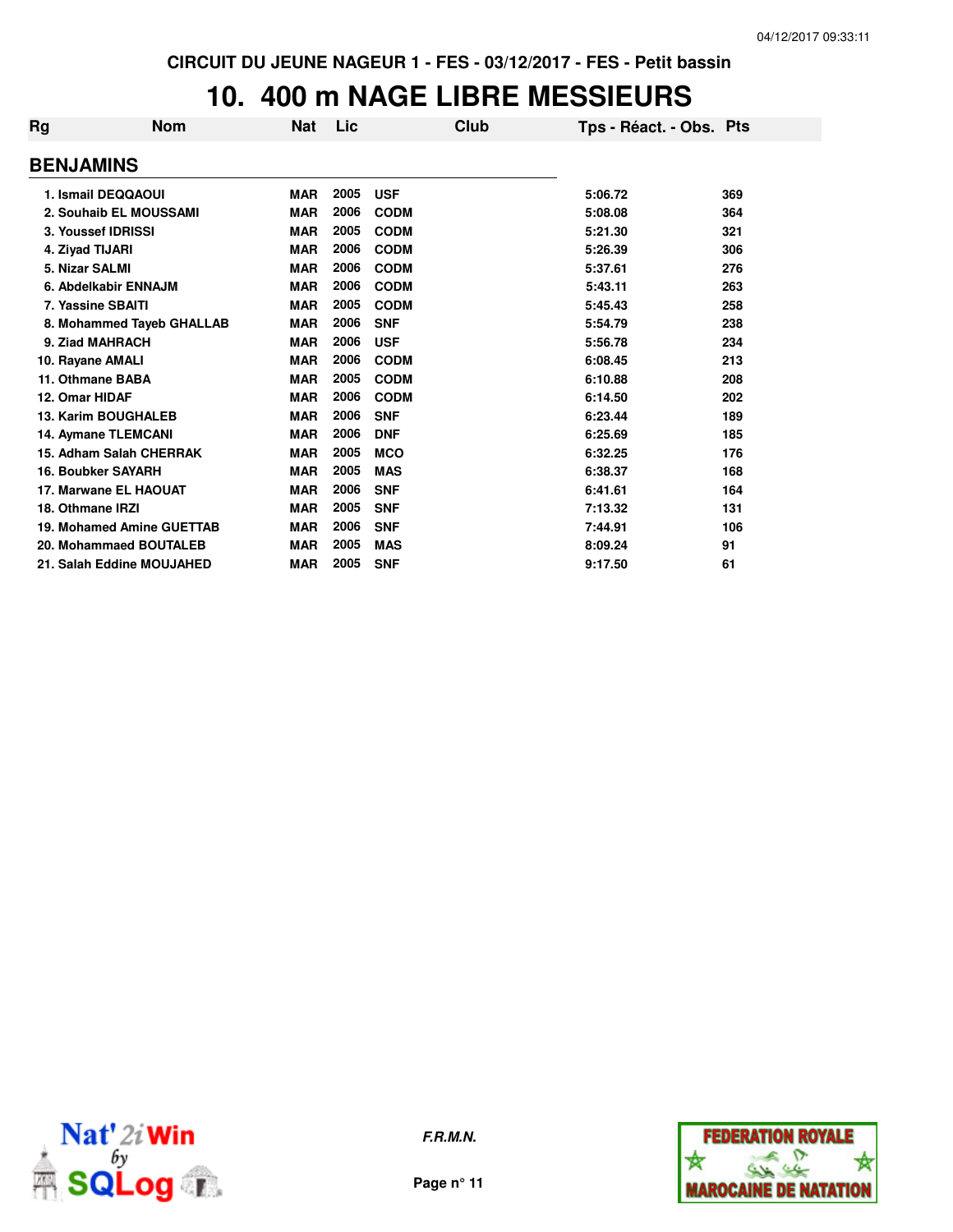CIRCUIT DU JEUNE NAGEUR 1 - FES - 03/12/2017 - FES - Petit bassin

# 10. 400 m NAGE LIBRE MESSIEURS

## BENJAMINS

| Rg | Nom | Nat | Lic | Club | Tps - Réact. - Obs. | Pts |
|---|---|---|---|---|---|---|
| 1. | Ismail DEQQAOUI | MAR | 2005 | USF | 5:06.72 | 369 |
| 2. | Souhaib EL MOUSSAMI | MAR | 2006 | CODM | 5:08.08 | 364 |
| 3. | Youssef IDRISSI | MAR | 2005 | CODM | 5:21.30 | 321 |
| 4. | Ziyad TIJARI | MAR | 2006 | CODM | 5:26.39 | 306 |
| 5. | Nizar SALMI | MAR | 2006 | CODM | 5:37.61 | 276 |
| 6. | Abdelkabir ENNAJM | MAR | 2006 | CODM | 5:43.11 | 263 |
| 7. | Yassine SBAITI | MAR | 2005 | CODM | 5:45.43 | 258 |
| 8. | Mohammed Tayeb GHALLAB | MAR | 2006 | SNF | 5:54.79 | 238 |
| 9. | Ziad MAHRACH | MAR | 2006 | USF | 5:56.78 | 234 |
| 10. | Rayane AMALI | MAR | 2006 | CODM | 6:08.45 | 213 |
| 11. | Othmane BABA | MAR | 2005 | CODM | 6:10.88 | 208 |
| 12. | Omar HIDAF | MAR | 2006 | CODM | 6:14.50 | 202 |
| 13. | Karim BOUGHALEB | MAR | 2006 | SNF | 6:23.44 | 189 |
| 14. | Aymane TLEMCANI | MAR | 2006 | DNF | 6:25.69 | 185 |
| 15. | Adham Salah CHERRAK | MAR | 2005 | MCO | 6:32.25 | 176 |
| 16. | Boubker SAYARH | MAR | 2005 | MAS | 6:38.37 | 168 |
| 17. | Marwane EL HAOUAT | MAR | 2006 | SNF | 6:41.61 | 164 |
| 18. | Othmane IRZI | MAR | 2005 | SNF | 7:13.32 | 131 |
| 19. | Mohamed Amine GUETTAB | MAR | 2006 | SNF | 7:44.91 | 106 |
| 20. | Mohammaed BOUTALEB | MAR | 2005 | MAS | 8:09.24 | 91 |
| 21. | Salah Eddine MOUJAHED | MAR | 2005 | SNF | 9:17.50 | 61 |

*F.R.M.N.*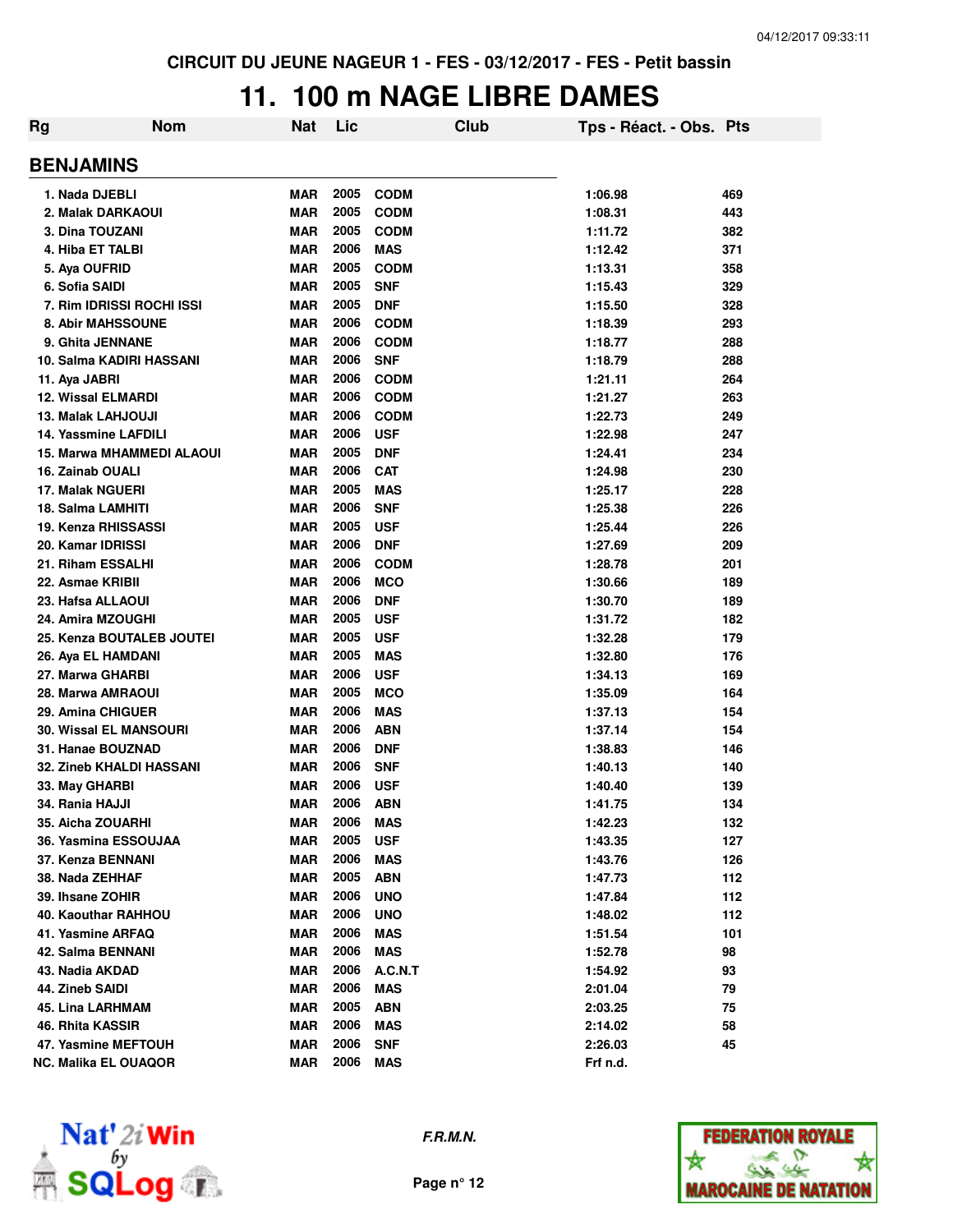CIRCUIT DU JEUNE NAGEUR 1 - FES - 03/12/2017 - FES - Petit bassin

# 11. 100 m NAGE LIBRE DAMES

## BENJAMINS

| Rg | Nom | Nat | Lic | Club | Tps - Réact. - Obs. | Pts |
|---|---|---|---|---|---|---|
| 1. | Nada DJEBLI | MAR | 2005 | CODM | 1:06.98 | 469 |
| 2. | Malak DARKAOUI | MAR | 2005 | CODM | 1:08.31 | 443 |
| 3. | Dina TOUZANI | MAR | 2005 | CODM | 1:11.72 | 382 |
| 4. | Hiba ET TALBI | MAR | 2006 | MAS | 1:12.42 | 371 |
| 5. | Aya OUFRID | MAR | 2005 | CODM | 1:13.31 | 358 |
| 6. | Sofia SAIDI | MAR | 2005 | SNF | 1:15.43 | 329 |
| 7. | Rim IDRISSI ROCHI ISSI | MAR | 2005 | DNF | 1:15.50 | 328 |
| 8. | Abir MAHSSOUNE | MAR | 2006 | CODM | 1:18.39 | 293 |
| 9. | Ghita JENNANE | MAR | 2006 | CODM | 1:18.77 | 288 |
| 10. | Salma KADIRI HASSANI | MAR | 2006 | SNF | 1:18.79 | 288 |
| 11. | Aya JABRI | MAR | 2006 | CODM | 1:21.11 | 264 |
| 12. | Wissal ELMARDI | MAR | 2006 | CODM | 1:21.27 | 263 |
| 13. | Malak LAHJOUJI | MAR | 2006 | CODM | 1:22.73 | 249 |
| 14. | Yassmine LAFDILI | MAR | 2006 | USF | 1:22.98 | 247 |
| 15. | Marwa MHAMMEDI ALAOUI | MAR | 2005 | DNF | 1:24.41 | 234 |
| 16. | Zainab OUALI | MAR | 2006 | CAT | 1:24.98 | 230 |
| 17. | Malak NGUERI | MAR | 2005 | MAS | 1:25.17 | 228 |
| 18. | Salma LAMHITI | MAR | 2006 | SNF | 1:25.38 | 226 |
| 19. | Kenza RHISSASSI | MAR | 2005 | USF | 1:25.44 | 226 |
| 20. | Kamar IDRISSI | MAR | 2006 | DNF | 1:27.69 | 209 |
| 21. | Riham ESSALHI | MAR | 2006 | CODM | 1:28.78 | 201 |
| 22. | Asmae KRIBII | MAR | 2006 | MCO | 1:30.66 | 189 |
| 23. | Hafsa ALLAOUI | MAR | 2006 | DNF | 1:30.70 | 189 |
| 24. | Amira MZOUGHI | MAR | 2005 | USF | 1:31.72 | 182 |
| 25. | Kenza BOUTALEB JOUTEI | MAR | 2005 | USF | 1:32.28 | 179 |
| 26. | Aya EL HAMDANI | MAR | 2005 | MAS | 1:32.80 | 176 |
| 27. | Marwa GHARBI | MAR | 2006 | USF | 1:34.13 | 169 |
| 28. | Marwa AMRAOUI | MAR | 2005 | MCO | 1:35.09 | 164 |
| 29. | Amina CHIGUER | MAR | 2006 | MAS | 1:37.13 | 154 |
| 30. | Wissal EL MANSOURI | MAR | 2006 | ABN | 1:37.14 | 154 |
| 31. | Hanae BOUZNAD | MAR | 2006 | DNF | 1:38.83 | 146 |
| 32. | Zineb KHALDI HASSANI | MAR | 2006 | SNF | 1:40.13 | 140 |
| 33. | May GHARBI | MAR | 2006 | USF | 1:40.40 | 139 |
| 34. | Rania HAJJI | MAR | 2006 | ABN | 1:41.75 | 134 |
| 35. | Aicha ZOUARHI | MAR | 2006 | MAS | 1:42.23 | 132 |
| 36. | Yasmina ESSOUJAA | MAR | 2005 | USF | 1:43.35 | 127 |
| 37. | Kenza BENNANI | MAR | 2006 | MAS | 1:43.76 | 126 |
| 38. | Nada ZEHHAF | MAR | 2005 | ABN | 1:47.73 | 112 |
| 39. | Ihsane ZOHIR | MAR | 2006 | UNO | 1:47.84 | 112 |
| 40. | Kaouthar RAHHOU | MAR | 2006 | UNO | 1:48.02 | 112 |
| 41. | Yasmine ARFAQ | MAR | 2006 | MAS | 1:51.54 | 101 |
| 42. | Salma BENNANI | MAR | 2006 | MAS | 1:52.78 | 98 |
| 43. | Nadia AKDAD | MAR | 2006 | A.C.N.T | 1:54.92 | 93 |
| 44. | Zineb SAIDI | MAR | 2006 | MAS | 2:01.04 | 79 |
| 45. | Lina LARHMAM | MAR | 2005 | ABN | 2:03.25 | 75 |
| 46. | Rhita KASSIR | MAR | 2006 | MAS | 2:14.02 | 58 |
| 47. | Yasmine MEFTOUH | MAR | 2006 | SNF | 2:26.03 | 45 |
| NC. | Malika EL OUAQOR | MAR | 2006 | MAS | Frf n.d. | |

F.R.M.N.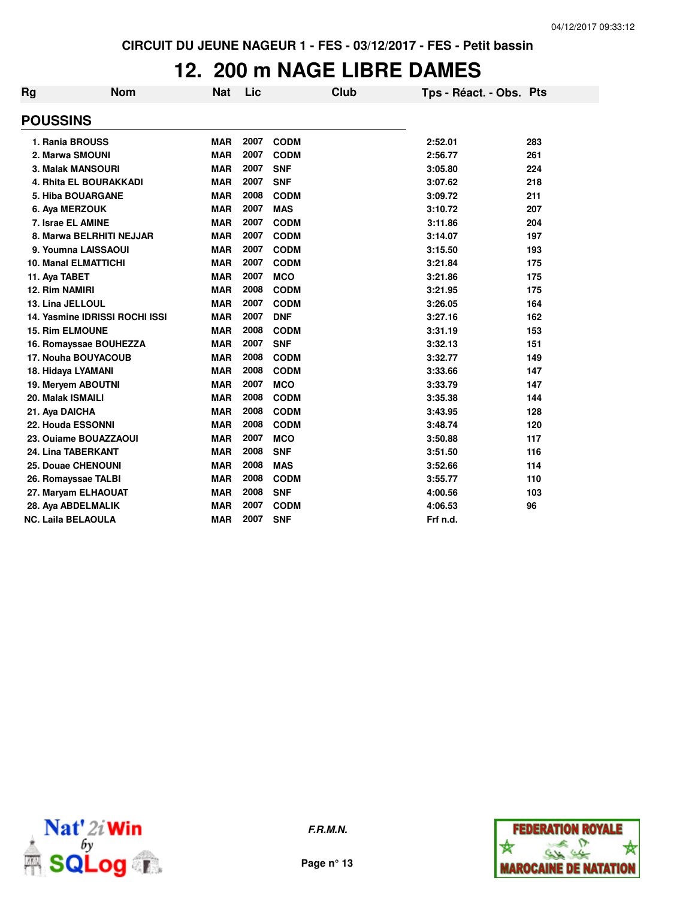CIRCUIT DU JEUNE NAGEUR 1 - FES - 03/12/2017 - FES - Petit bassin

# 12. 200 m NAGE LIBRE DAMES

| Rg | Nom | Nat | Lic | Club | Tps - Réact. - Obs. | Pts |
|---|---|---|---|---|---|---|
| **POUSSINS** | | | | | | |
| 1. | Rania BROUSS | MAR | 2007 | CODM | 2:52.01 | 283 |
| 2. | Marwa SMOUNI | MAR | 2007 | CODM | 2:56.77 | 261 |
| 3. | Malak MANSOURI | MAR | 2007 | SNF | 3:05.80 | 224 |
| 4. | Rhita EL BOURAKKADI | MAR | 2007 | SNF | 3:07.62 | 218 |
| 5. | Hiba BOUARGANE | MAR | 2008 | CODM | 3:09.72 | 211 |
| 6. | Aya MERZOUK | MAR | 2007 | MAS | 3:10.72 | 207 |
| 7. | Israe EL AMINE | MAR | 2007 | CODM | 3:11.86 | 204 |
| 8. | Marwa BELRHITI NEJJAR | MAR | 2007 | CODM | 3:14.07 | 197 |
| 9. | Youmna LAISSAOUI | MAR | 2007 | CODM | 3:15.50 | 193 |
| 10. | Manal ELMATTICHI | MAR | 2007 | CODM | 3:21.84 | 175 |
| 11. | Aya TABET | MAR | 2007 | MCO | 3:21.86 | 175 |
| 12. | Rim NAMIRI | MAR | 2008 | CODM | 3:21.95 | 175 |
| 13. | Lina JELLOUL | MAR | 2007 | CODM | 3:26.05 | 164 |
| 14. | Yasmine IDRISSI ROCHI ISSI | MAR | 2007 | DNF | 3:27.16 | 162 |
| 15. | Rim ELMOUNE | MAR | 2008 | CODM | 3:31.19 | 153 |
| 16. | Romayssae BOUHEZZA | MAR | 2007 | SNF | 3:32.13 | 151 |
| 17. | Nouha BOUYACOUB | MAR | 2008 | CODM | 3:32.77 | 149 |
| 18. | Hidaya LYAMANI | MAR | 2008 | CODM | 3:33.66 | 147 |
| 19. | Meryem ABOUTNI | MAR | 2007 | MCO | 3:33.79 | 147 |
| 20. | Malak ISMAILI | MAR | 2008 | CODM | 3:35.38 | 144 |
| 21. | Aya DAICHA | MAR | 2008 | CODM | 3:43.95 | 128 |
| 22. | Houda ESSONNI | MAR | 2008 | CODM | 3:48.74 | 120 |
| 23. | Ouiame BOUAZZAOUI | MAR | 2007 | MCO | 3:50.88 | 117 |
| 24. | Lina TABERKANT | MAR | 2008 | SNF | 3:51.50 | 116 |
| 25. | Douae CHENOUNI | MAR | 2008 | MAS | 3:52.66 | 114 |
| 26. | Romayssae TALBI | MAR | 2008 | CODM | 3:55.77 | 110 |
| 27. | Maryam ELHAOUAT | MAR | 2008 | SNF | 4:00.56 | 103 |
| 28. | Aya ABDELMALIK | MAR | 2007 | CODM | 4:06.53 | 96 |
| NC. | Laila BELAOULA | MAR | 2007 | SNF | Frf n.d. | |

F.R.M.N.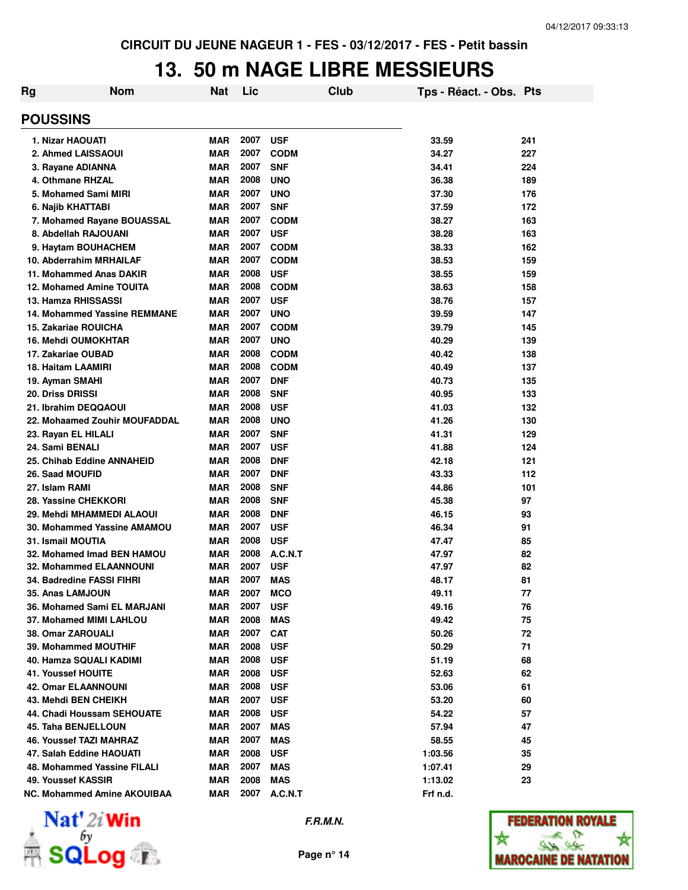CIRCUIT DU JEUNE NAGEUR 1 - FES - 03/12/2017 - FES - Petit bassin

# 13. 50 m NAGE LIBRE MESSIEURS

## POUSSINS

| Rg | Nom | Nat | Lic | Club | Tps - Réact. - Obs. | Pts |
|---|---|---|---|---|---|---|
| 1. | Nizar HAOUATI | MAR | 2007 | USF | 33.59 | 241 |
| 2. | Ahmed LAISSAOUI | MAR | 2007 | CODM | 34.27 | 227 |
| 3. | Rayane ADIANNA | MAR | 2007 | SNF | 34.41 | 224 |
| 4. | Othmane RHZAL | MAR | 2008 | UNO | 36.38 | 189 |
| 5. | Mohamed Sami MIRI | MAR | 2007 | UNO | 37.30 | 176 |
| 6. | Najib KHATTABI | MAR | 2007 | SNF | 37.59 | 172 |
| 7. | Mohamed Rayane BOUASSAL | MAR | 2007 | CODM | 38.27 | 163 |
| 8. | Abdellah RAJOUANI | MAR | 2007 | USF | 38.28 | 163 |
| 9. | Haytam BOUHACHEM | MAR | 2007 | CODM | 38.33 | 162 |
| 10. | Abderrahim MRHAILAF | MAR | 2007 | CODM | 38.53 | 159 |
| 11. | Mohammed Anas DAKIR | MAR | 2008 | USF | 38.55 | 159 |
| 12. | Mohamed Amine TOUITA | MAR | 2008 | CODM | 38.63 | 158 |
| 13. | Hamza RHISSASSI | MAR | 2007 | USF | 38.76 | 157 |
| 14. | Mohammed Yassine REMMANE | MAR | 2007 | UNO | 39.59 | 147 |
| 15. | Zakariae ROUICHA | MAR | 2007 | CODM | 39.79 | 145 |
| 16. | Mehdi OUMOKHTAR | MAR | 2007 | UNO | 40.29 | 139 |
| 17. | Zakariae OUBAD | MAR | 2008 | CODM | 40.42 | 138 |
| 18. | Haitam LAAMIRI | MAR | 2008 | CODM | 40.49 | 137 |
| 19. | Ayman SMAHI | MAR | 2007 | DNF | 40.73 | 135 |
| 20. | Driss DRISSI | MAR | 2008 | SNF | 40.95 | 133 |
| 21. | Ibrahim DEQQAOUI | MAR | 2008 | USF | 41.03 | 132 |
| 22. | Mohaamed Zouhir MOUFADDAL | MAR | 2008 | UNO | 41.26 | 130 |
| 23. | Rayan EL HILALI | MAR | 2007 | SNF | 41.31 | 129 |
| 24. | Sami BENALI | MAR | 2007 | USF | 41.88 | 124 |
| 25. | Chihab Eddine ANNAHEID | MAR | 2008 | DNF | 42.18 | 121 |
| 26. | Saad MOUFID | MAR | 2007 | DNF | 43.33 | 112 |
| 27. | Islam RAMI | MAR | 2008 | SNF | 44.86 | 101 |
| 28. | Yassine CHEKKORI | MAR | 2008 | SNF | 45.38 | 97 |
| 29. | Mehdi MHAMMEDI ALAOUI | MAR | 2008 | DNF | 46.15 | 93 |
| 30. | Mohammed Yassine AMAMOU | MAR | 2007 | USF | 46.34 | 91 |
| 31. | Ismail MOUTIA | MAR | 2008 | USF | 47.47 | 85 |
| 32. | Mohamed Imad BEN HAMOU | MAR | 2008 | A.C.N.T | 47.97 | 82 |
| 32. | Mohammed ELAANNOUNI | MAR | 2007 | USF | 47.97 | 82 |
| 34. | Badredine FASSI FIHRI | MAR | 2007 | MAS | 48.17 | 81 |
| 35. | Anas LAMJOUN | MAR | 2007 | MCO | 49.11 | 77 |
| 36. | Mohamed Sami EL MARJANI | MAR | 2007 | USF | 49.16 | 76 |
| 37. | Mohamed MIMI LAHLOU | MAR | 2008 | MAS | 49.42 | 75 |
| 38. | Omar ZAROUALI | MAR | 2007 | CAT | 50.26 | 72 |
| 39. | Mohammed MOUTHIF | MAR | 2008 | USF | 50.29 | 71 |
| 40. | Hamza SQUALI KADIMI | MAR | 2008 | USF | 51.19 | 68 |
| 41. | Youssef HOUITE | MAR | 2008 | USF | 52.63 | 62 |
| 42. | Omar ELAANNOUNI | MAR | 2008 | USF | 53.06 | 61 |
| 43. | Mehdi BEN CHEIKH | MAR | 2007 | USF | 53.20 | 60 |
| 44. | Chadi Houssam SEHOUATE | MAR | 2008 | USF | 54.22 | 57 |
| 45. | Taha BENJELLOUN | MAR | 2007 | MAS | 57.94 | 47 |
| 46. | Youssef TAZI MAHRAZ | MAR | 2007 | MAS | 58.55 | 45 |
| 47. | Salah Eddine HAOUATI | MAR | 2008 | USF | 1:03.56 | 35 |
| 48. | Mohammed Yassine FILALI | MAR | 2007 | MAS | 1:07.41 | 29 |
| 49. | Youssef KASSIR | MAR | 2008 | MAS | 1:13.02 | 23 |
| NC. | Mohammed Amine AKOUIBAA | MAR | 2007 | A.C.N.T | Frf n.d. | |

*F.R.M.N.*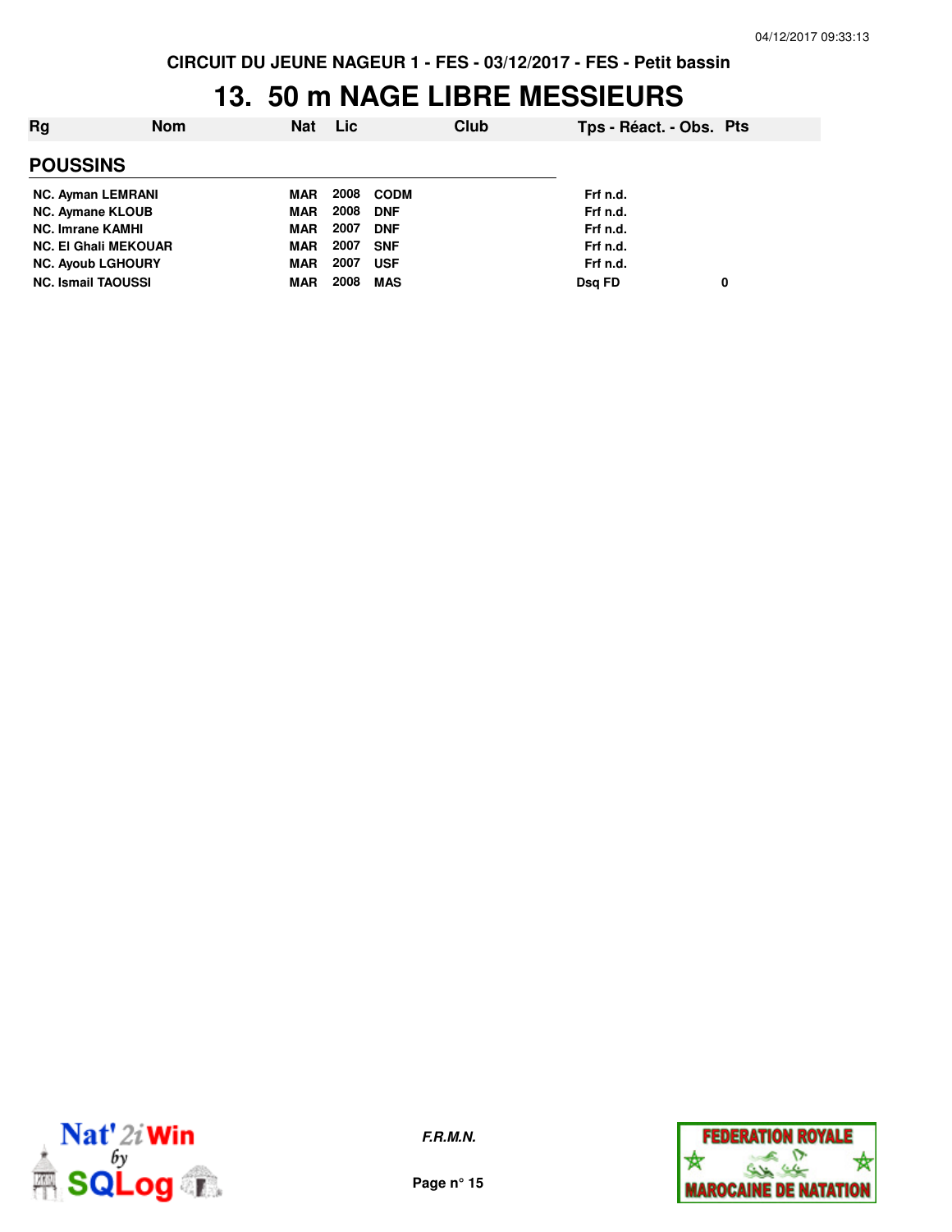CIRCUIT DU JEUNE NAGEUR 1 - FES - 03/12/2017 - FES - Petit bassin

# 13. 50 m NAGE LIBRE MESSIEURS

| Rg | Nom | Nat | Lic | Club | Tps - Réact. - Obs. | Pts |
|---|---|---|---|---|---|---|

## POUSSINS

| Rg | Nom | Nat | Lic | Club | Tps - Réact. - Obs. | Pts |
|---|---|---|---|---|---|---|
| NC. | Ayman LEMRANI | MAR | 2008 | CODM | Frf n.d. | |
| NC. | Aymane KLOUB | MAR | 2008 | DNF | Frf n.d. | |
| NC. | Imrane KAMHI | MAR | 2007 | DNF | Frf n.d. | |
| NC. | El Ghali MEKOUAR | MAR | 2007 | SNF | Frf n.d. | |
| NC. | Ayoub LGHOURY | MAR | 2007 | USF | Frf n.d. | |
| NC. | Ismail TAOUSSI | MAR | 2008 | MAS | Dsq FD | 0 |

*F.R.M.N.*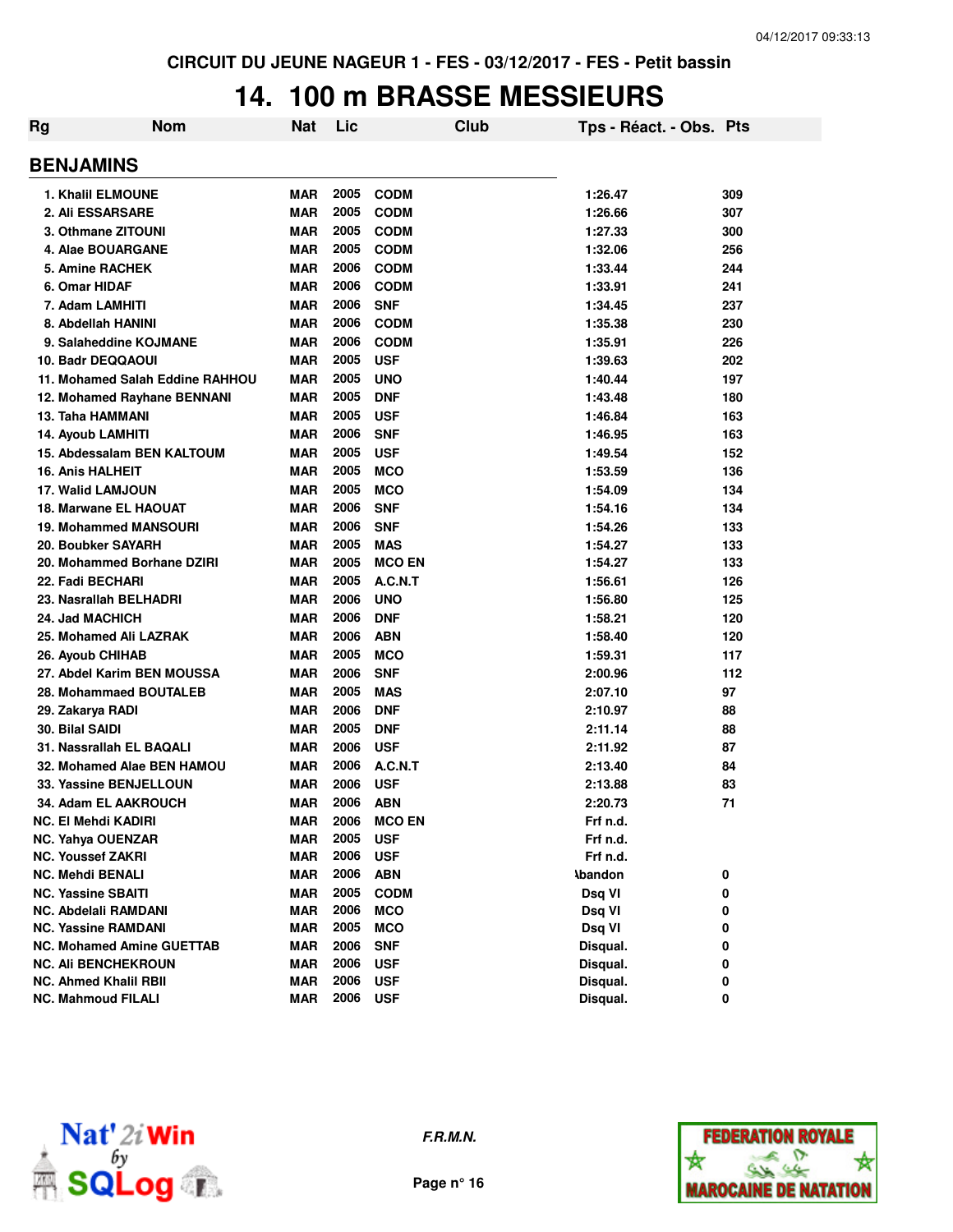CIRCUIT DU JEUNE NAGEUR 1 - FES - 03/12/2017 - FES - Petit bassin

# 14. 100 m BRASSE MESSIEURS

| Rg | Nom | Nat | Lic | Club | Tps - Réact. - Obs. | Pts |
|---|---|---|---|---|---|---|

## BENJAMINS

| Rg | Nom | Nat | Lic | Club | Tps - Réact. - Obs. | Pts |
|---|---|---|---|---|---|---|
| 1. | Khalil ELMOUNE | MAR | 2005 | CODM | 1:26.47 | 309 |
| 2. | Ali ESSARSARE | MAR | 2005 | CODM | 1:26.66 | 307 |
| 3. | Othmane ZITOUNI | MAR | 2005 | CODM | 1:27.33 | 300 |
| 4. | Alae BOUARGANE | MAR | 2005 | CODM | 1:32.06 | 256 |
| 5. | Amine RACHEK | MAR | 2006 | CODM | 1:33.44 | 244 |
| 6. | Omar HIDAF | MAR | 2006 | CODM | 1:33.91 | 241 |
| 7. | Adam LAMHITI | MAR | 2006 | SNF | 1:34.45 | 237 |
| 8. | Abdellah HANINI | MAR | 2006 | CODM | 1:35.38 | 230 |
| 9. | Salaheddine KOJMANE | MAR | 2006 | CODM | 1:35.91 | 226 |
| 10. | Badr DEQQAOUI | MAR | 2005 | USF | 1:39.63 | 202 |
| 11. | Mohamed Salah Eddine RAHHOU | MAR | 2005 | UNO | 1:40.44 | 197 |
| 12. | Mohamed Rayhane BENNANI | MAR | 2005 | DNF | 1:43.48 | 180 |
| 13. | Taha HAMMANI | MAR | 2005 | USF | 1:46.84 | 163 |
| 14. | Ayoub LAMHITI | MAR | 2006 | SNF | 1:46.95 | 163 |
| 15. | Abdessalam BEN KALTOUM | MAR | 2005 | USF | 1:49.54 | 152 |
| 16. | Anis HALHEIT | MAR | 2005 | MCO | 1:53.59 | 136 |
| 17. | Walid LAMJOUN | MAR | 2005 | MCO | 1:54.09 | 134 |
| 18. | Marwane EL HAOUAT | MAR | 2006 | SNF | 1:54.16 | 134 |
| 19. | Mohammed MANSOURI | MAR | 2006 | SNF | 1:54.26 | 133 |
| 20. | Boubker SAYARH | MAR | 2005 | MAS | 1:54.27 | 133 |
| 20. | Mohammed Borhane DZIRI | MAR | 2005 | MCO EN | 1:54.27 | 133 |
| 22. | Fadi BECHARI | MAR | 2005 | A.C.N.T | 1:56.61 | 126 |
| 23. | Nasrallah BELHADRI | MAR | 2006 | UNO | 1:56.80 | 125 |
| 24. | Jad MACHICH | MAR | 2006 | DNF | 1:58.21 | 120 |
| 25. | Mohamed Ali LAZRAK | MAR | 2006 | ABN | 1:58.40 | 120 |
| 26. | Ayoub CHIHAB | MAR | 2005 | MCO | 1:59.31 | 117 |
| 27. | Abdel Karim BEN MOUSSA | MAR | 2006 | SNF | 2:00.96 | 112 |
| 28. | Mohammaed BOUTALEB | MAR | 2005 | MAS | 2:07.10 | 97 |
| 29. | Zakarya RADI | MAR | 2006 | DNF | 2:10.97 | 88 |
| 30. | Bilal SAIDI | MAR | 2005 | DNF | 2:11.14 | 88 |
| 31. | Nassrallah EL BAQALI | MAR | 2006 | USF | 2:11.92 | 87 |
| 32. | Mohamed Alae BEN HAMOU | MAR | 2006 | A.C.N.T | 2:13.40 | 84 |
| 33. | Yassine BENJELLOUN | MAR | 2006 | USF | 2:13.88 | 83 |
| 34. | Adam EL AAKROUCH | MAR | 2006 | ABN | 2:20.73 | 71 |
| NC. | El Mehdi KADIRI | MAR | 2006 | MCO EN | Frf n.d. | |
| NC. | Yahya OUENZAR | MAR | 2005 | USF | Frf n.d. | |
| NC. | Youssef ZAKRI | MAR | 2006 | USF | Frf n.d. | |
| NC. | Mehdi BENALI | MAR | 2006 | ABN | Abandon | 0 |
| NC. | Yassine SBAITI | MAR | 2005 | CODM | Dsq VI | 0 |
| NC. | Abdelali RAMDANI | MAR | 2006 | MCO | Dsq VI | 0 |
| NC. | Yassine RAMDANI | MAR | 2005 | MCO | Dsq VI | 0 |
| NC. | Mohamed Amine GUETTAB | MAR | 2006 | SNF | Disqual. | 0 |
| NC. | Ali BENCHEKROUN | MAR | 2006 | USF | Disqual. | 0 |
| NC. | Ahmed Khalil RBII | MAR | 2006 | USF | Disqual. | 0 |
| NC. | Mahmoud FILALI | MAR | 2006 | USF | Disqual. | 0 |

*F.R.M.N.*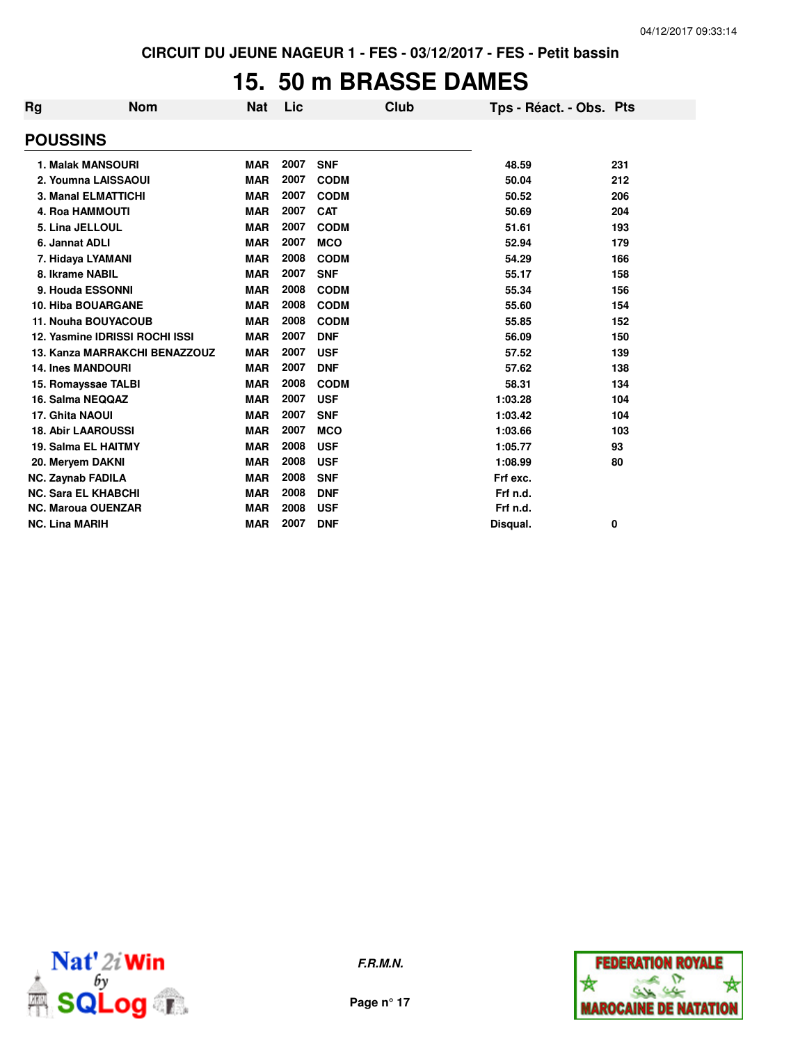CIRCUIT DU JEUNE NAGEUR 1 - FES - 03/12/2017 - FES - Petit bassin

# 15. 50 m BRASSE DAMES

## POUSSINS

| Rg | Nom | Nat | Lic | Club | Tps - Réact. - Obs. | Pts |
|---|---|---|---|---|---|---|
| 1. | Malak MANSOURI | MAR | 2007 | SNF | 48.59 | 231 |
| 2. | Youmna LAISSAOUI | MAR | 2007 | CODM | 50.04 | 212 |
| 3. | Manal ELMATTICHI | MAR | 2007 | CODM | 50.52 | 206 |
| 4. | Roa HAMMOUTI | MAR | 2007 | CAT | 50.69 | 204 |
| 5. | Lina JELLOUL | MAR | 2007 | CODM | 51.61 | 193 |
| 6. | Jannat ADLI | MAR | 2007 | MCO | 52.94 | 179 |
| 7. | Hidaya LYAMANI | MAR | 2008 | CODM | 54.29 | 166 |
| 8. | Ikrame NABIL | MAR | 2007 | SNF | 55.17 | 158 |
| 9. | Houda ESSONNI | MAR | 2008 | CODM | 55.34 | 156 |
| 10. | Hiba BOUARGANE | MAR | 2008 | CODM | 55.60 | 154 |
| 11. | Nouha BOUYACOUB | MAR | 2008 | CODM | 55.85 | 152 |
| 12. | Yasmine IDRISSI ROCHI ISSI | MAR | 2007 | DNF | 56.09 | 150 |
| 13. | Kanza MARRAKCHI BENAZZOUZ | MAR | 2007 | USF | 57.52 | 139 |
| 14. | Ines MANDOURI | MAR | 2007 | DNF | 57.62 | 138 |
| 15. | Romayssae TALBI | MAR | 2008 | CODM | 58.31 | 134 |
| 16. | Salma NEQQAZ | MAR | 2007 | USF | 1:03.28 | 104 |
| 17. | Ghita NAOUI | MAR | 2007 | SNF | 1:03.42 | 104 |
| 18. | Abir LAAROUSSI | MAR | 2007 | MCO | 1:03.66 | 103 |
| 19. | Salma EL HAITMY | MAR | 2008 | USF | 1:05.77 | 93 |
| 20. | Meryem DAKNI | MAR | 2008 | USF | 1:08.99 | 80 |
| NC. | Zaynab FADILA | MAR | 2008 | SNF | Frf exc. | |
| NC. | Sara EL KHABCHI | MAR | 2008 | DNF | Frf n.d. | |
| NC. | Maroua OUENZAR | MAR | 2008 | USF | Frf n.d. | |
| NC. | Lina MARIH | MAR | 2007 | DNF | Disqual. | 0 |

F.R.M.N.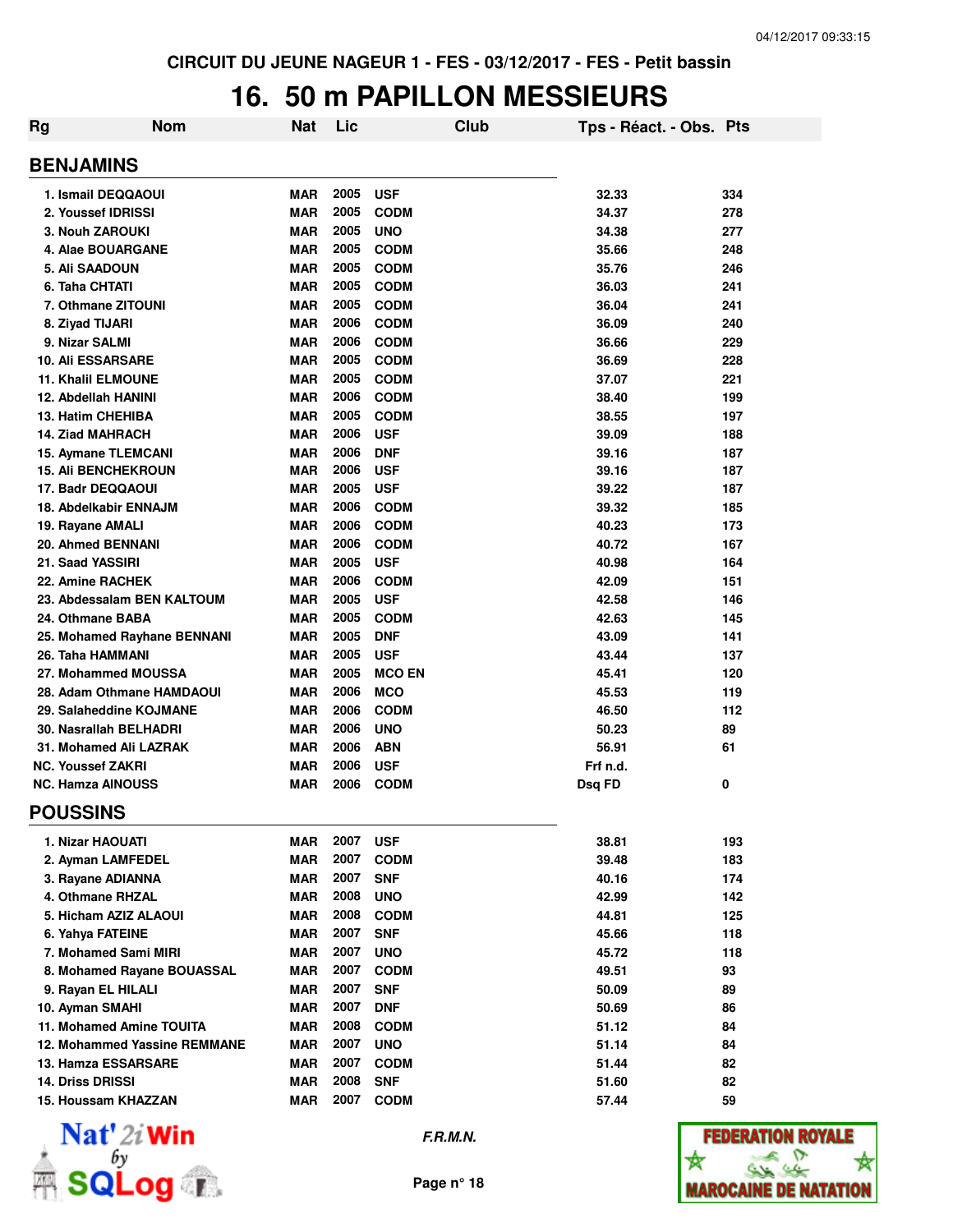CIRCUIT DU JEUNE NAGEUR 1 - FES - 03/12/2017 - FES - Petit bassin

# 16. 50 m PAPILLON MESSIEURS

| Rg | Nom | Nat | Lic | Club | Tps - Réact. - Obs. | Pts |
|---|---|---|---|---|---|---|

## BENJAMINS

| Rg | Nom | Nat | Lic | Club | Tps - Réact. - Obs. | Pts |
|---|---|---|---|---|---|---|
| 1. | Ismail DEQQAOUI | MAR | 2005 | USF | 32.33 | 334 |
| 2. | Youssef IDRISSI | MAR | 2005 | CODM | 34.37 | 278 |
| 3. | Nouh ZAROUKI | MAR | 2005 | UNO | 34.38 | 277 |
| 4. | Alae BOUARGANE | MAR | 2005 | CODM | 35.66 | 248 |
| 5. | Ali SAADOUN | MAR | 2005 | CODM | 35.76 | 246 |
| 6. | Taha CHTATI | MAR | 2005 | CODM | 36.03 | 241 |
| 7. | Othmane ZITOUNI | MAR | 2005 | CODM | 36.04 | 241 |
| 8. | Ziyad TIJARI | MAR | 2006 | CODM | 36.09 | 240 |
| 9. | Nizar SALMI | MAR | 2006 | CODM | 36.66 | 229 |
| 10. | Ali ESSARSARE | MAR | 2005 | CODM | 36.69 | 228 |
| 11. | Khalil ELMOUNE | MAR | 2005 | CODM | 37.07 | 221 |
| 12. | Abdellah HANINI | MAR | 2006 | CODM | 38.40 | 199 |
| 13. | Hatim CHEHIBA | MAR | 2005 | CODM | 38.55 | 197 |
| 14. | Ziad MAHRACH | MAR | 2006 | USF | 39.09 | 188 |
| 15. | Aymane TLEMCANI | MAR | 2006 | DNF | 39.16 | 187 |
| 15. | Ali BENCHEKROUN | MAR | 2006 | USF | 39.16 | 187 |
| 17. | Badr DEQQAOUI | MAR | 2005 | USF | 39.22 | 187 |
| 18. | Abdelkabir ENNAJM | MAR | 2006 | CODM | 39.32 | 185 |
| 19. | Rayane AMALI | MAR | 2006 | CODM | 40.23 | 173 |
| 20. | Ahmed BENNANI | MAR | 2006 | CODM | 40.72 | 167 |
| 21. | Saad YASSIRI | MAR | 2005 | USF | 40.98 | 164 |
| 22. | Amine RACHEK | MAR | 2006 | CODM | 42.09 | 151 |
| 23. | Abdessalam BEN KALTOUM | MAR | 2005 | USF | 42.58 | 146 |
| 24. | Othmane BABA | MAR | 2005 | CODM | 42.63 | 145 |
| 25. | Mohamed Rayhane BENNANI | MAR | 2005 | DNF | 43.09 | 141 |
| 26. | Taha HAMMANI | MAR | 2005 | USF | 43.44 | 137 |
| 27. | Mohammed MOUSSA | MAR | 2005 | MCO EN | 45.41 | 120 |
| 28. | Adam Othmane HAMDAOUI | MAR | 2006 | MCO | 45.53 | 119 |
| 29. | Salaheddine KOJMANE | MAR | 2006 | CODM | 46.50 | 112 |
| 30. | Nasrallah BELHADRI | MAR | 2006 | UNO | 50.23 | 89 |
| 31. | Mohamed Ali LAZRAK | MAR | 2006 | ABN | 56.91 | 61 |
| NC. | Youssef ZAKRI | MAR | 2006 | USF | Frf n.d. | |
| NC. | Hamza AINOUSS | MAR | 2006 | CODM | Dsq FD | 0 |

## POUSSINS

| Rg | Nom | Nat | Lic | Club | Tps - Réact. - Obs. | Pts |
|---|---|---|---|---|---|---|
| 1. | Nizar HAOUATI | MAR | 2007 | USF | 38.81 | 193 |
| 2. | Ayman LAMFEDEL | MAR | 2007 | CODM | 39.48 | 183 |
| 3. | Rayane ADIANNA | MAR | 2007 | SNF | 40.16 | 174 |
| 4. | Othmane RHZAL | MAR | 2008 | UNO | 42.99 | 142 |
| 5. | Hicham AZIZ ALAOUI | MAR | 2008 | CODM | 44.81 | 125 |
| 6. | Yahya FATEINE | MAR | 2007 | SNF | 45.66 | 118 |
| 7. | Mohamed Sami MIRI | MAR | 2007 | UNO | 45.72 | 118 |
| 8. | Mohamed Rayane BOUASSAL | MAR | 2007 | CODM | 49.51 | 93 |
| 9. | Rayan EL HILALI | MAR | 2007 | SNF | 50.09 | 89 |
| 10. | Ayman SMAHI | MAR | 2007 | DNF | 50.69 | 86 |
| 11. | Mohamed Amine TOUITA | MAR | 2008 | CODM | 51.12 | 84 |
| 12. | Mohammed Yassine REMMANE | MAR | 2007 | UNO | 51.14 | 84 |
| 13. | Hamza ESSARSARE | MAR | 2007 | CODM | 51.44 | 82 |
| 14. | Driss DRISSI | MAR | 2008 | SNF | 51.60 | 82 |
| 15. | Houssam KHAZZAN | MAR | 2007 | CODM | 57.44 | 59 |

*F.R.M.N.*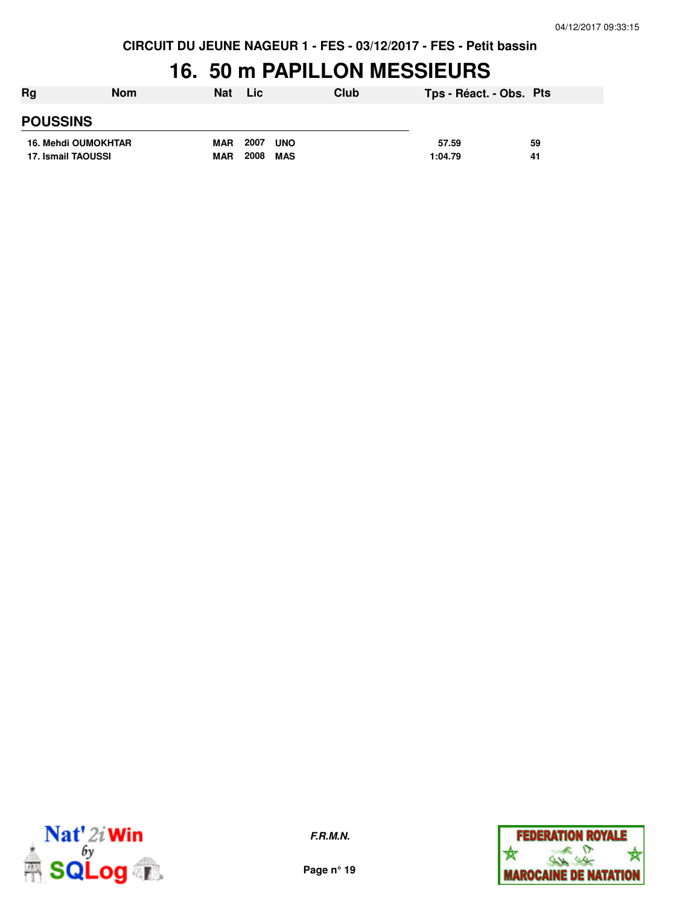CIRCUIT DU JEUNE NAGEUR 1 - FES - 03/12/2017 - FES - Petit bassin

# 16. 50 m PAPILLON MESSIEURS

| Rg | Nom | Nat | Lic | Club | Tps - Réact. - Obs. | Pts |
|---|---|---|---|---|---|---|
| **POUSSINS** | | | | | | |
| 16. | Mehdi OUMOKHTAR | MAR | 2007 | UNO | 57.59 | 59 |
| 17. | Ismail TAOUSSI | MAR | 2008 | MAS | 1:04.79 | 41 |

F.R.M.N.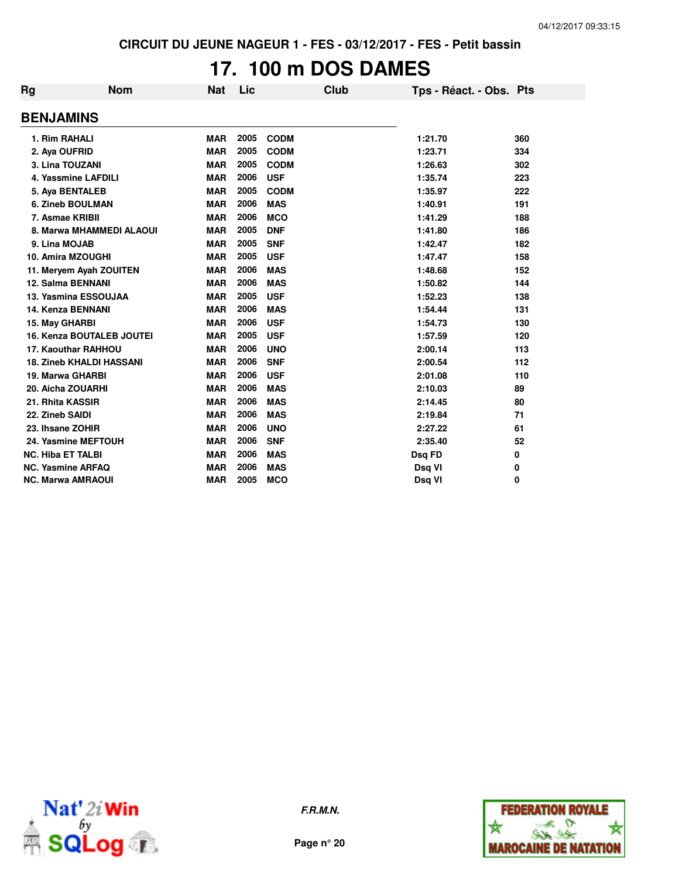CIRCUIT DU JEUNE NAGEUR 1 - FES - 03/12/2017 - FES - Petit bassin

# 17. 100 m DOS DAMES

## BENJAMINS

| Rg | Nom | Nat | Lic | Club | Tps - Réact. - Obs. | Pts |
|---|---|---|---|---|---|---|
| 1. | Rim RAHALI | MAR | 2005 | CODM | 1:21.70 | 360 |
| 2. | Aya OUFRID | MAR | 2005 | CODM | 1:23.71 | 334 |
| 3. | Lina TOUZANI | MAR | 2005 | CODM | 1:26.63 | 302 |
| 4. | Yassmine LAFDILI | MAR | 2006 | USF | 1:35.74 | 223 |
| 5. | Aya BENTALEB | MAR | 2005 | CODM | 1:35.97 | 222 |
| 6. | Zineb BOULMAN | MAR | 2006 | MAS | 1:40.91 | 191 |
| 7. | Asmae KRIBII | MAR | 2006 | MCO | 1:41.29 | 188 |
| 8. | Marwa MHAMMEDI ALAOUI | MAR | 2005 | DNF | 1:41.80 | 186 |
| 9. | Lina MOJAB | MAR | 2005 | SNF | 1:42.47 | 182 |
| 10. | Amira MZOUGHI | MAR | 2005 | USF | 1:47.47 | 158 |
| 11. | Meryem Ayah ZOUITEN | MAR | 2006 | MAS | 1:48.68 | 152 |
| 12. | Salma BENNANI | MAR | 2006 | MAS | 1:50.82 | 144 |
| 13. | Yasmina ESSOUJAA | MAR | 2005 | USF | 1:52.23 | 138 |
| 14. | Kenza BENNANI | MAR | 2006 | MAS | 1:54.44 | 131 |
| 15. | May GHARBI | MAR | 2006 | USF | 1:54.73 | 130 |
| 16. | Kenza BOUTALEB JOUTEI | MAR | 2005 | USF | 1:57.59 | 120 |
| 17. | Kaouthar RAHHOU | MAR | 2006 | UNO | 2:00.14 | 113 |
| 18. | Zineb KHALDI HASSANI | MAR | 2006 | SNF | 2:00.54 | 112 |
| 19. | Marwa GHARBI | MAR | 2006 | USF | 2:01.08 | 110 |
| 20. | Aicha ZOUARHI | MAR | 2006 | MAS | 2:10.03 | 89 |
| 21. | Rhita KASSIR | MAR | 2006 | MAS | 2:14.45 | 80 |
| 22. | Zineb SAIDI | MAR | 2006 | MAS | 2:19.84 | 71 |
| 23. | Ihsane ZOHIR | MAR | 2006 | UNO | 2:27.22 | 61 |
| 24. | Yasmine MEFTOUH | MAR | 2006 | SNF | 2:35.40 | 52 |
| NC. | Hiba ET TALBI | MAR | 2006 | MAS | Dsq FD | 0 |
| NC. | Yasmine ARFAQ | MAR | 2006 | MAS | Dsq VI | 0 |
| NC. | Marwa AMRAOUI | MAR | 2005 | MCO | Dsq VI | 0 |

*F.R.M.N.*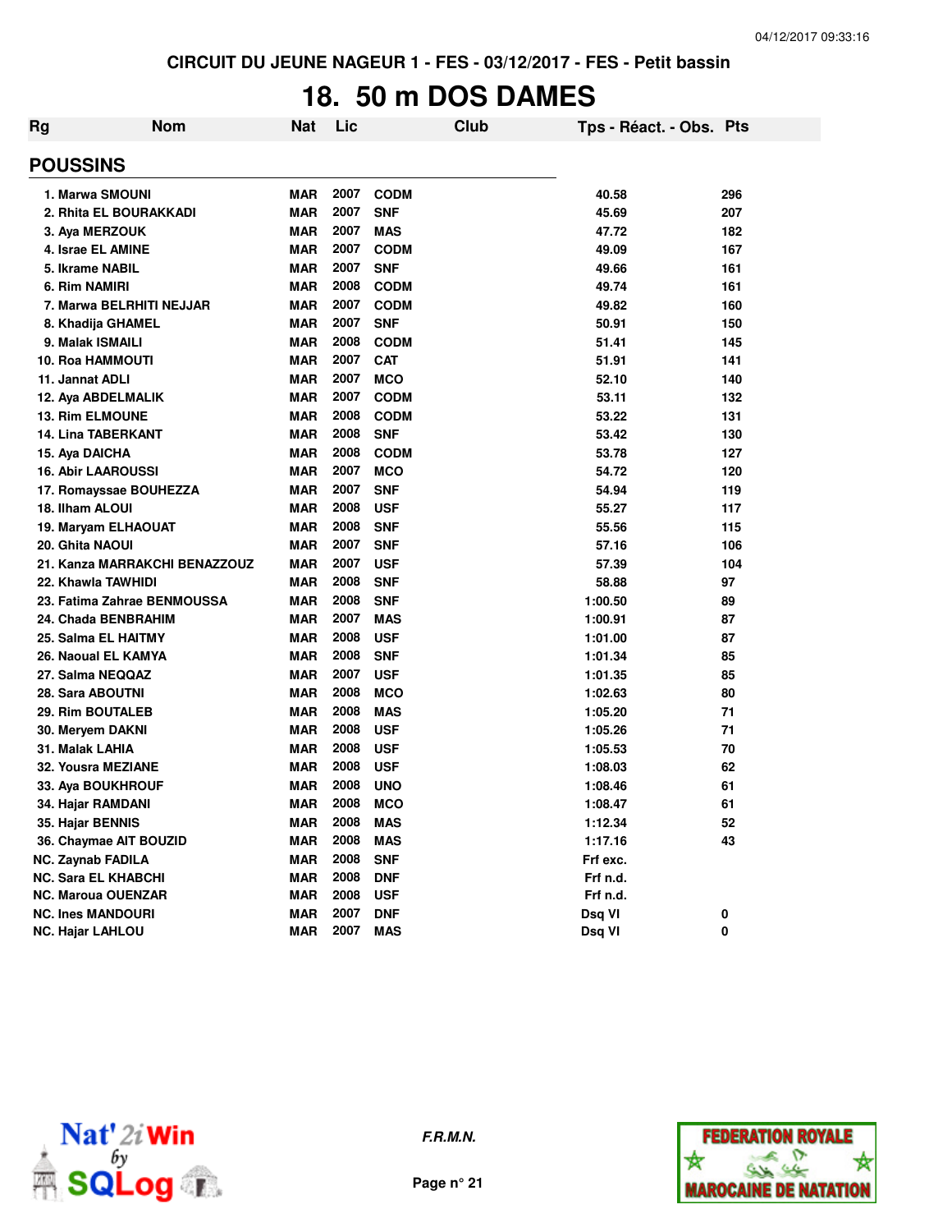CIRCUIT DU JEUNE NAGEUR 1 - FES - 03/12/2017 - FES - Petit bassin

# 18. 50 m DOS DAMES

## POUSSINS

| Rg | Nom | Nat | Lic | Club | Tps - Réact. - Obs. | Pts |
|---|---|---|---|---|---|---|
| 1. | Marwa SMOUNI | MAR | 2007 | CODM | 40.58 | 296 |
| 2. | Rhita EL BOURAKKADI | MAR | 2007 | SNF | 45.69 | 207 |
| 3. | Aya MERZOUK | MAR | 2007 | MAS | 47.72 | 182 |
| 4. | Israe EL AMINE | MAR | 2007 | CODM | 49.09 | 167 |
| 5. | Ikrame NABIL | MAR | 2007 | SNF | 49.66 | 161 |
| 6. | Rim NAMIRI | MAR | 2008 | CODM | 49.74 | 161 |
| 7. | Marwa BELRHITI NEJJAR | MAR | 2007 | CODM | 49.82 | 160 |
| 8. | Khadija GHAMEL | MAR | 2007 | SNF | 50.91 | 150 |
| 9. | Malak ISMAILI | MAR | 2008 | CODM | 51.41 | 145 |
| 10. | Roa HAMMOUTI | MAR | 2007 | CAT | 51.91 | 141 |
| 11. | Jannat ADLI | MAR | 2007 | MCO | 52.10 | 140 |
| 12. | Aya ABDELMALIK | MAR | 2007 | CODM | 53.11 | 132 |
| 13. | Rim ELMOUNE | MAR | 2008 | CODM | 53.22 | 131 |
| 14. | Lina TABERKANT | MAR | 2008 | SNF | 53.42 | 130 |
| 15. | Aya DAICHA | MAR | 2008 | CODM | 53.78 | 127 |
| 16. | Abir LAAROUSSI | MAR | 2007 | MCO | 54.72 | 120 |
| 17. | Romayssae BOUHEZZA | MAR | 2007 | SNF | 54.94 | 119 |
| 18. | Ilham ALOUI | MAR | 2008 | USF | 55.27 | 117 |
| 19. | Maryam ELHAOUAT | MAR | 2008 | SNF | 55.56 | 115 |
| 20. | Ghita NAOUI | MAR | 2007 | SNF | 57.16 | 106 |
| 21. | Kanza MARRAKCHI BENAZZOUZ | MAR | 2007 | USF | 57.39 | 104 |
| 22. | Khawla TAWHIDI | MAR | 2008 | SNF | 58.88 | 97 |
| 23. | Fatima Zahrae BENMOUSSA | MAR | 2008 | SNF | 1:00.50 | 89 |
| 24. | Chada BENBRAHIM | MAR | 2007 | MAS | 1:00.91 | 87 |
| 25. | Salma EL HAITMY | MAR | 2008 | USF | 1:01.00 | 87 |
| 26. | Naoual EL KAMYA | MAR | 2008 | SNF | 1:01.34 | 85 |
| 27. | Salma NEQQAZ | MAR | 2007 | USF | 1:01.35 | 85 |
| 28. | Sara ABOUTNI | MAR | 2008 | MCO | 1:02.63 | 80 |
| 29. | Rim BOUTALEB | MAR | 2008 | MAS | 1:05.20 | 71 |
| 30. | Meryem DAKNI | MAR | 2008 | USF | 1:05.26 | 71 |
| 31. | Malak LAHIA | MAR | 2008 | USF | 1:05.53 | 70 |
| 32. | Yousra MEZIANE | MAR | 2008 | USF | 1:08.03 | 62 |
| 33. | Aya BOUKHROUF | MAR | 2008 | UNO | 1:08.46 | 61 |
| 34. | Hajar RAMDANI | MAR | 2008 | MCO | 1:08.47 | 61 |
| 35. | Hajar BENNIS | MAR | 2008 | MAS | 1:12.34 | 52 |
| 36. | Chaymae AIT BOUZID | MAR | 2008 | MAS | 1:17.16 | 43 |
| NC. | Zaynab FADILA | MAR | 2008 | SNF | Frf exc. | |
| NC. | Sara EL KHABCHI | MAR | 2008 | DNF | Frf n.d. | |
| NC. | Maroua OUENZAR | MAR | 2008 | USF | Frf n.d. | |
| NC. | Ines MANDOURI | MAR | 2007 | DNF | Dsq VI | 0 |
| NC. | Hajar LAHLOU | MAR | 2007 | MAS | Dsq VI | 0 |

F.R.M.N.